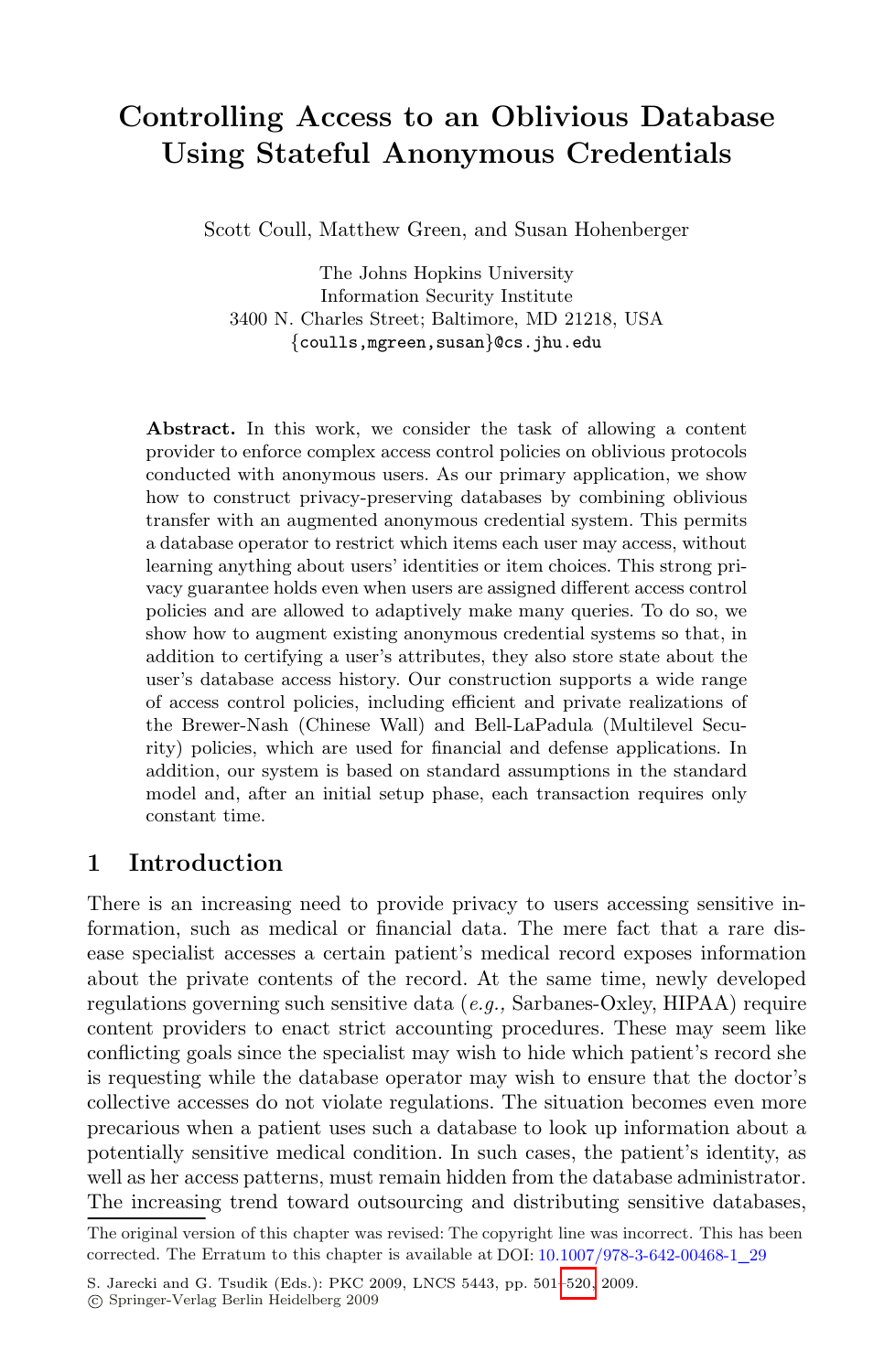# Controlling Access to an Oblivious Database Using Stateful Anonymous Credentials

Scott Coull, Matthew Green, and Susan Hohenberger

The Johns Hopkins University
Information Security Institute
3400 N. Charles Street; Baltimore, MD 21218, USA
{coulls,mgreen,susan}@cs.jhu.edu

**Abstract.** In this work, we consider the task of allowing a content provider to enforce complex access control policies on oblivious protocols conducted with anonymous users. As our primary application, we show how to construct privacy-preserving databases by combining oblivious transfer with an augmented anonymous credential system. This permits a database operator to restrict which items each user may access, without learning anything about users' identities or item choices. This strong privacy guarantee holds even when users are assigned different access control policies and are allowed to adaptively make many queries. To do so, we show how to augment existing anonymous credential systems so that, in addition to certifying a user's attributes, they also store state about the user's database access history. Our construction supports a wide range of access control policies, including efficient and private realizations of the Brewer-Nash (Chinese Wall) and Bell-LaPadula (Multilevel Security) policies, which are used for financial and defense applications. In addition, our system is based on standard assumptions in the standard model and, after an initial setup phase, each transaction requires only constant time.

## 1 Introduction

There is an increasing need to provide privacy to users accessing sensitive information, such as medical or financial data. The mere fact that a rare disease specialist accesses a certain patient's medical record exposes information about the private contents of the record. At the same time, newly developed regulations governing such sensitive data (*e.g.,* Sarbanes-Oxley, HIPAA) require content providers to enact strict accounting procedures. These may seem like conflicting goals since the specialist may wish to hide which patient's record she is requesting while the database operator may wish to ensure that the doctor's collective accesses do not violate regulations. The situation becomes even more precarious when a patient uses such a database to look up information about a potentially sensitive medical condition. In such cases, the patient's identity, as well as her access patterns, must remain hidden from the database administrator. The increasing trend toward outsourcing and distributing sensitive databases,

The original version of this chapter was revised: The copyright line was incorrect. This has been corrected. The Erratum to this chapter is available at DOI: 10.1007/978-3-642-00468-1_29

S. Jarecki and G. Tsudik (Eds.): PKC 2009, LNCS 5443, pp. 501–520, 2009.
© Springer-Verlag Berlin Heidelberg 2009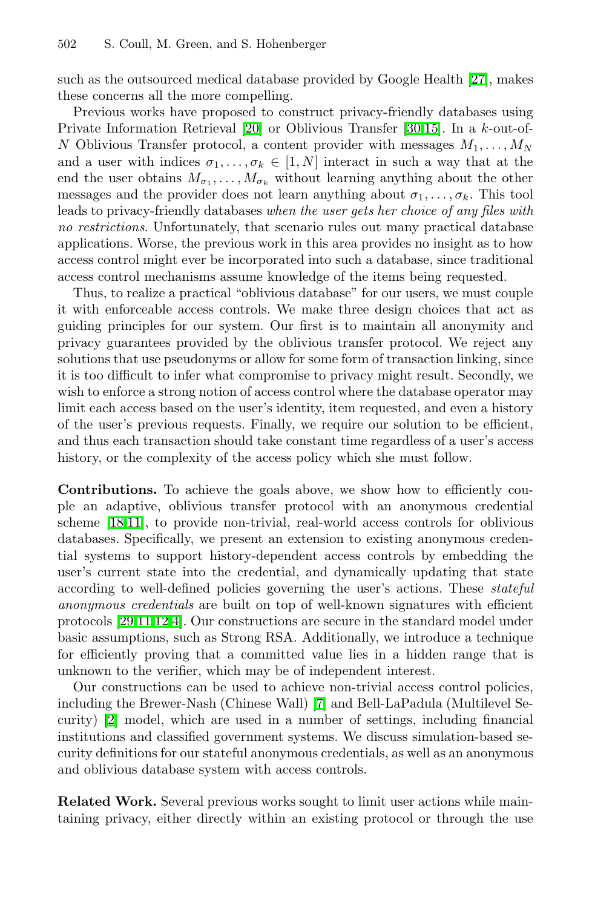such as the outsourced medical database provided by Google Health [27], makes these concerns all the more compelling.

Previous works have proposed to construct privacy-friendly databases using Private Information Retrieval [20] or Oblivious Transfer [30,15]. In a $k$-out-of-$N$ Oblivious Transfer protocol, a content provider with messages $M_1, \ldots, M_N$ and a user with indices $\sigma_1, \ldots, \sigma_k \in [1, N]$ interact in such a way that at the end the user obtains $M_{\sigma_1}, \ldots, M_{\sigma_k}$ without learning anything about the other messages and the provider does not learn anything about $\sigma_1, \ldots, \sigma_k$. This tool leads to privacy-friendly databases *when the user gets her choice of any files with no restrictions*. Unfortunately, that scenario rules out many practical database applications. Worse, the previous work in this area provides no insight as to how access control might ever be incorporated into such a database, since traditional access control mechanisms assume knowledge of the items being requested.

Thus, to realize a practical "oblivious database" for our users, we must couple it with enforceable access controls. We make three design choices that act as guiding principles for our system. Our first is to maintain all anonymity and privacy guarantees provided by the oblivious transfer protocol. We reject any solutions that use pseudonyms or allow for some form of transaction linking, since it is too difficult to infer what compromise to privacy might result. Secondly, we wish to enforce a strong notion of access control where the database operator may limit each access based on the user's identity, item requested, and even a history of the user's previous requests. Finally, we require our solution to be efficient, and thus each transaction should take constant time regardless of a user's access history, or the complexity of the access policy which she must follow.

**Contributions.** To achieve the goals above, we show how to efficiently couple an adaptive, oblivious transfer protocol with an anonymous credential scheme [18,11], to provide non-trivial, real-world access controls for oblivious databases. Specifically, we present an extension to existing anonymous credential systems to support history-dependent access controls by embedding the user's current state into the credential, and dynamically updating that state according to well-defined policies governing the user's actions. These *stateful anonymous credentials* are built on top of well-known signatures with efficient protocols [29,11,12,4]. Our constructions are secure in the standard model under basic assumptions, such as Strong RSA. Additionally, we introduce a technique for efficiently proving that a committed value lies in a hidden range that is unknown to the verifier, which may be of independent interest.

Our constructions can be used to achieve non-trivial access control policies, including the Brewer-Nash (Chinese Wall) [7] and Bell-LaPadula (Multilevel Security) [2] model, which are used in a number of settings, including financial institutions and classified government systems. We discuss simulation-based security definitions for our stateful anonymous credentials, as well as an anonymous and oblivious database system with access controls.

**Related Work.** Several previous works sought to limit user actions while maintaining privacy, either directly within an existing protocol or through the use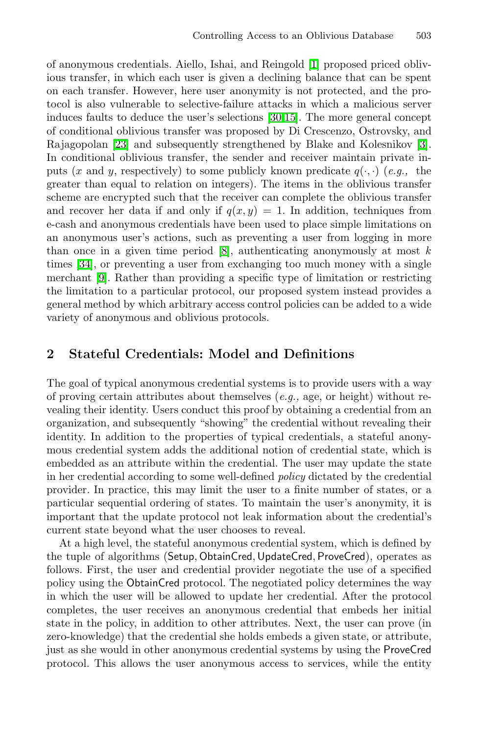of anonymous credentials. Aiello, Ishai, and Reingold [1] proposed priced oblivious transfer, in which each user is given a declining balance that can be spent on each transfer. However, here user anonymity is not protected, and the protocol is also vulnerable to selective-failure attacks in which a malicious server induces faults to deduce the user's selections [30,15]. The more general concept of conditional oblivious transfer was proposed by Di Crescenzo, Ostrovsky, and Rajagopolan [23] and subsequently strengthened by Blake and Kolesnikov [3]. In conditional oblivious transfer, the sender and receiver maintain private inputs ($x$ and $y$, respectively) to some publicly known predicate $q(\cdot, \cdot)$ (*e.g.,* the greater than equal to relation on integers). The items in the oblivious transfer scheme are encrypted such that the receiver can complete the oblivious transfer and recover her data if and only if $q(x, y) = 1$. In addition, techniques from e-cash and anonymous credentials have been used to place simple limitations on an anonymous user's actions, such as preventing a user from logging in more than once in a given time period [8], authenticating anonymously at most $k$ times [34], or preventing a user from exchanging too much money with a single merchant [9]. Rather than providing a specific type of limitation or restricting the limitation to a particular protocol, our proposed system instead provides a general method by which arbitrary access control policies can be added to a wide variety of anonymous and oblivious protocols.

## 2 Stateful Credentials: Model and Definitions

The goal of typical anonymous credential systems is to provide users with a way of proving certain attributes about themselves (*e.g.,* age, or height) without revealing their identity. Users conduct this proof by obtaining a credential from an organization, and subsequently "showing" the credential without revealing their identity. In addition to the properties of typical credentials, a stateful anonymous credential system adds the additional notion of credential state, which is embedded as an attribute within the credential. The user may update the state in her credential according to some well-defined *policy* dictated by the credential provider. In practice, this may limit the user to a finite number of states, or a particular sequential ordering of states. To maintain the user's anonymity, it is important that the update protocol not leak information about the credential's current state beyond what the user chooses to reveal.

At a high level, the stateful anonymous credential system, which is defined by the tuple of algorithms (Setup, ObtainCred, UpdateCred, ProveCred), operates as follows. First, the user and credential provider negotiate the use of a specified policy using the ObtainCred protocol. The negotiated policy determines the way in which the user will be allowed to update her credential. After the protocol completes, the user receives an anonymous credential that embeds her initial state in the policy, in addition to other attributes. Next, the user can prove (in zero-knowledge) that the credential she holds embeds a given state, or attribute, just as she would in other anonymous credential systems by using the ProveCred protocol. This allows the user anonymous access to services, while the entity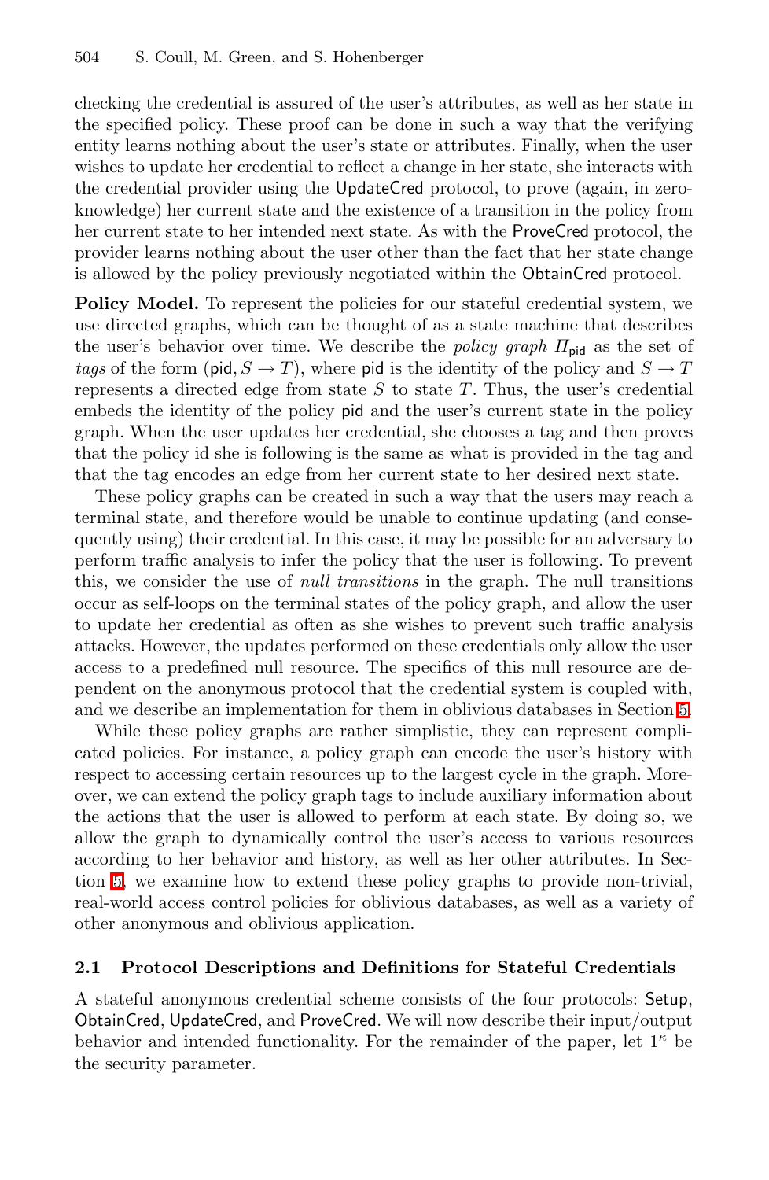checking the credential is assured of the user's attributes, as well as her state in the specified policy. These proof can be done in such a way that the verifying entity learns nothing about the user's state or attributes. Finally, when the user wishes to update her credential to reflect a change in her state, she interacts with the credential provider using the UpdateCred protocol, to prove (again, in zero-knowledge) her current state and the existence of a transition in the policy from her current state to her intended next state. As with the ProveCred protocol, the provider learns nothing about the user other than the fact that her state change is allowed by the policy previously negotiated within the ObtainCred protocol.

**Policy Model.** To represent the policies for our stateful credential system, we use directed graphs, which can be thought of as a state machine that describes the user's behavior over time. We describe the *policy graph* $\Pi_{\mathsf{pid}}$ as the set of *tags* of the form $(\mathsf{pid}, S \to T)$, where pid is the identity of the policy and $S \to T$ represents a directed edge from state $S$ to state $T$. Thus, the user's credential embeds the identity of the policy pid and the user's current state in the policy graph. When the user updates her credential, she chooses a tag and then proves that the policy id she is following is the same as what is provided in the tag and that the tag encodes an edge from her current state to her desired next state.

These policy graphs can be created in such a way that the users may reach a terminal state, and therefore would be unable to continue updating (and consequently using) their credential. In this case, it may be possible for an adversary to perform traffic analysis to infer the policy that the user is following. To prevent this, we consider the use of *null transitions* in the graph. The null transitions occur as self-loops on the terminal states of the policy graph, and allow the user to update her credential as often as she wishes to prevent such traffic analysis attacks. However, the updates performed on these credentials only allow the user access to a predefined null resource. The specifics of this null resource are dependent on the anonymous protocol that the credential system is coupled with, and we describe an implementation for them in oblivious databases in Section 5.

While these policy graphs are rather simplistic, they can represent complicated policies. For instance, a policy graph can encode the user's history with respect to accessing certain resources up to the largest cycle in the graph. Moreover, we can extend the policy graph tags to include auxiliary information about the actions that the user is allowed to perform at each state. By doing so, we allow the graph to dynamically control the user's access to various resources according to her behavior and history, as well as her other attributes. In Section 5, we examine how to extend these policy graphs to provide non-trivial, real-world access control policies for oblivious databases, as well as a variety of other anonymous and oblivious application.

### 2.1 Protocol Descriptions and Definitions for Stateful Credentials

A stateful anonymous credential scheme consists of the four protocols: Setup, ObtainCred, UpdateCred, and ProveCred. We will now describe their input/output behavior and intended functionality. For the remainder of the paper, let $1^\kappa$ be the security parameter.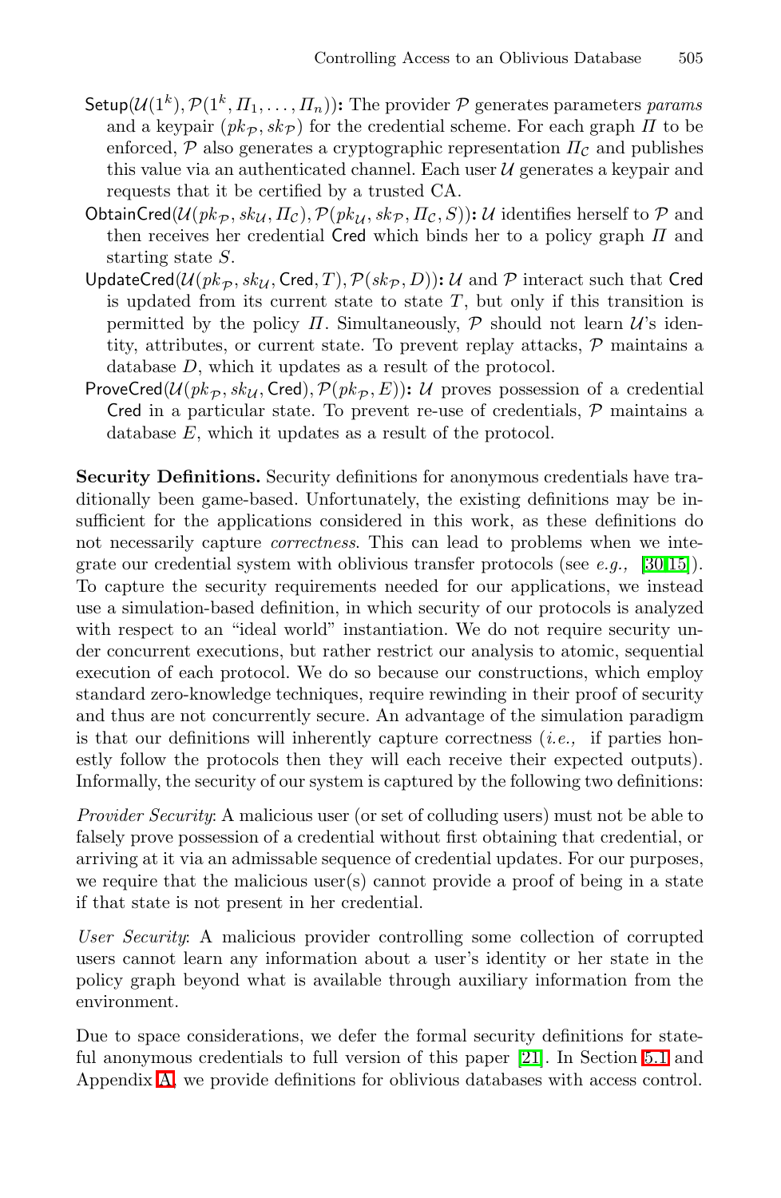$\mathsf{Setup}(\mathcal{U}(1^k), \mathcal{P}(1^k, \Pi_1, \ldots, \Pi_n))$**:** The provider $\mathcal{P}$ generates parameters *params* and a keypair $(pk_{\mathcal{P}}, sk_{\mathcal{P}})$ for the credential scheme. For each graph $\Pi$ to be enforced, $\mathcal{P}$ also generates a cryptographic representation $\Pi_{\mathcal{C}}$ and publishes this value via an authenticated channel. Each user $\mathcal{U}$ generates a keypair and requests that it be certified by a trusted CA.

$\mathsf{ObtainCred}(\mathcal{U}(pk_{\mathcal{P}}, sk_{\mathcal{U}}, \Pi_{\mathcal{C}}), \mathcal{P}(pk_{\mathcal{U}}, sk_{\mathcal{P}}, \Pi_{\mathcal{C}}, S))$**:** $\mathcal{U}$ identifies herself to $\mathcal{P}$ and then receives her credential $\mathsf{Cred}$ which binds her to a policy graph $\Pi$ and starting state $S$.

$\mathsf{UpdateCred}(\mathcal{U}(pk_{\mathcal{P}}, sk_{\mathcal{U}}, \mathsf{Cred}, T), \mathcal{P}(sk_{\mathcal{P}}, D))$**:** $\mathcal{U}$ and $\mathcal{P}$ interact such that $\mathsf{Cred}$ is updated from its current state to state $T$, but only if this transition is permitted by the policy $\Pi$. Simultaneously, $\mathcal{P}$ should not learn $\mathcal{U}$'s identity, attributes, or current state. To prevent replay attacks, $\mathcal{P}$ maintains a database $D$, which it updates as a result of the protocol.

$\mathsf{ProveCred}(\mathcal{U}(pk_{\mathcal{P}}, sk_{\mathcal{U}}, \mathsf{Cred}), \mathcal{P}(pk_{\mathcal{P}}, E))$**:** $\mathcal{U}$ proves possession of a credential $\mathsf{Cred}$ in a particular state. To prevent re-use of credentials, $\mathcal{P}$ maintains a database $E$, which it updates as a result of the protocol.

**Security Definitions.** Security definitions for anonymous credentials have traditionally been game-based. Unfortunately, the existing definitions may be insufficient for the applications considered in this work, as these definitions do not necessarily capture *correctness*. This can lead to problems when we integrate our credential system with oblivious transfer protocols (see *e.g.,* [30,15]). To capture the security requirements needed for our applications, we instead use a simulation-based definition, in which security of our protocols is analyzed with respect to an "ideal world" instantiation. We do not require security under concurrent executions, but rather restrict our analysis to atomic, sequential execution of each protocol. We do so because our constructions, which employ standard zero-knowledge techniques, require rewinding in their proof of security and thus are not concurrently secure. An advantage of the simulation paradigm is that our definitions will inherently capture correctness (*i.e.,* if parties honestly follow the protocols then they will each receive their expected outputs). Informally, the security of our system is captured by the following two definitions:

*Provider Security*: A malicious user (or set of colluding users) must not be able to falsely prove possession of a credential without first obtaining that credential, or arriving at it via an admissable sequence of credential updates. For our purposes, we require that the malicious user(s) cannot provide a proof of being in a state if that state is not present in her credential.

*User Security*: A malicious provider controlling some collection of corrupted users cannot learn any information about a user's identity or her state in the policy graph beyond what is available through auxiliary information from the environment.

Due to space considerations, we defer the formal security definitions for stateful anonymous credentials to full version of this paper [21]. In Section 5.1 and Appendix A, we provide definitions for oblivious databases with access control.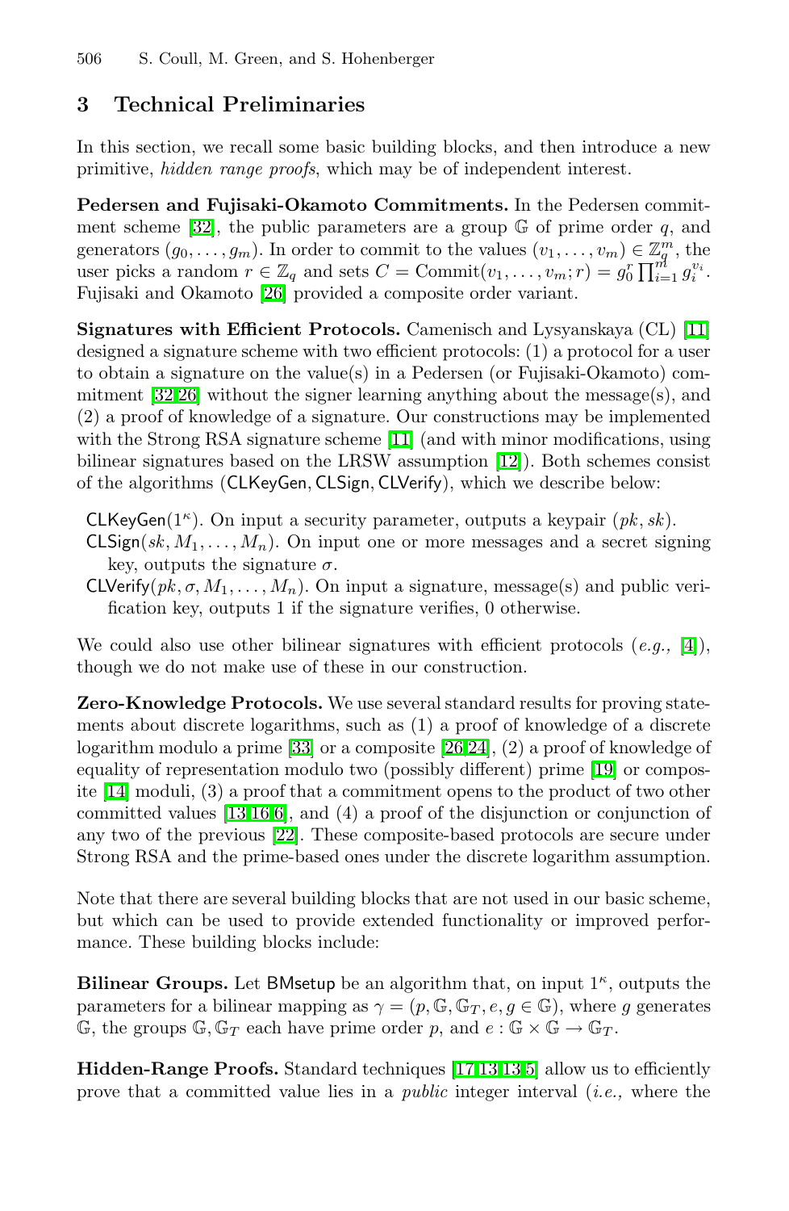## 3 Technical Preliminaries

In this section, we recall some basic building blocks, and then introduce a new primitive, *hidden range proofs*, which may be of independent interest.

**Pedersen and Fujisaki-Okamoto Commitments.** In the Pedersen commitment scheme [32], the public parameters are a group $\mathbb{G}$ of prime order $q$, and generators $(g_0, \ldots, g_m)$. In order to commit to the values $(v_1, \ldots, v_m) \in \mathbb{Z}_q^m$, the user picks a random $r \in \mathbb{Z}_q$ and sets $C = \mathsf{Commit}(v_1, \ldots, v_m; r) = g_0^r \prod_{i=1}^m g_i^{v_i}$. Fujisaki and Okamoto [26] provided a composite order variant.

**Signatures with Efficient Protocols.** Camenisch and Lysyanskaya (CL) [11] designed a signature scheme with two efficient protocols: (1) a protocol for a user to obtain a signature on the value(s) in a Pedersen (or Fujisaki-Okamoto) commitment [32,26] without the signer learning anything about the message(s), and (2) a proof of knowledge of a signature. Our constructions may be implemented with the Strong RSA signature scheme [11] (and with minor modifications, using bilinear signatures based on the LRSW assumption [12]). Both schemes consist of the algorithms ($\mathsf{CLKeyGen}, \mathsf{CLSign}, \mathsf{CLVerify}$), which we describe below:

- $\mathsf{CLKeyGen}(1^\kappa)$. On input a security parameter, outputs a keypair $(pk, sk)$.
- $\mathsf{CLSign}(sk, M_1, \ldots, M_n)$. On input one or more messages and a secret signing key, outputs the signature $\sigma$.
- $\mathsf{CLVerify}(pk, \sigma, M_1, \ldots, M_n)$. On input a signature, message(s) and public verification key, outputs 1 if the signature verifies, 0 otherwise.

We could also use other bilinear signatures with efficient protocols (*e.g.,* [4]), though we do not make use of these in our construction.

**Zero-Knowledge Protocols.** We use several standard results for proving statements about discrete logarithms, such as (1) a proof of knowledge of a discrete logarithm modulo a prime [33] or a composite [26,24], (2) a proof of knowledge of equality of representation modulo two (possibly different) prime [19] or composite [14] moduli, (3) a proof that a commitment opens to the product of two other committed values [13,16,6], and (4) a proof of the disjunction or conjunction of any two of the previous [22]. These composite-based protocols are secure under Strong RSA and the prime-based ones under the discrete logarithm assumption.

Note that there are several building blocks that are not used in our basic scheme, but which can be used to provide extended functionality or improved performance. These building blocks include:

**Bilinear Groups.** Let $\mathsf{BMsetup}$ be an algorithm that, on input $1^\kappa$, outputs the parameters for a bilinear mapping as $\gamma = (p, \mathbb{G}, \mathbb{G}_T, e, g \in \mathbb{G})$, where $g$ generates $\mathbb{G}$, the groups $\mathbb{G}, \mathbb{G}_T$ each have prime order $p$, and $e : \mathbb{G} \times \mathbb{G} \rightarrow \mathbb{G}_T$.

**Hidden-Range Proofs.** Standard techniques [17,13,13,5] allow us to efficiently prove that a committed value lies in a *public* integer interval (*i.e.,* where the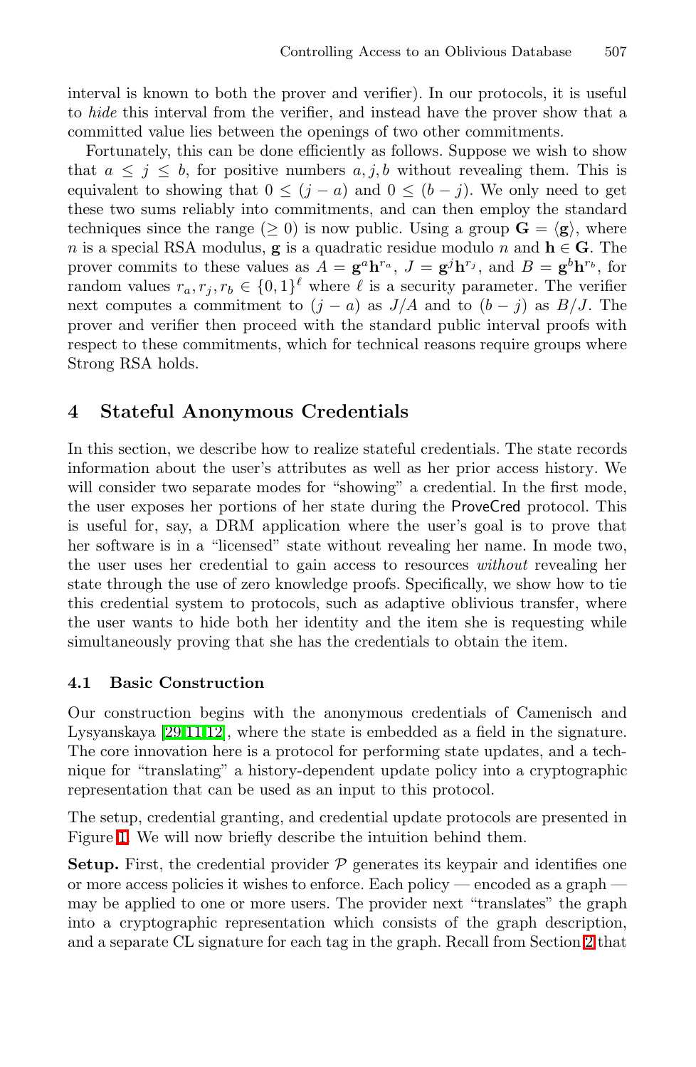interval is known to both the prover and verifier). In our protocols, it is useful to *hide* this interval from the verifier, and instead have the prover show that a committed value lies between the openings of two other commitments.

Fortunately, this can be done efficiently as follows. Suppose we wish to show that $a \leq j \leq b$, for positive numbers $a, j, b$ without revealing them. This is equivalent to showing that $0 \leq (j - a)$ and $0 \leq (b - j)$. We only need to get these two sums reliably into commitments, and can then employ the standard techniques since the range ($\geq 0$) is now public. Using a group $\mathbf{G} = \langle \mathbf{g} \rangle$, where $n$ is a special RSA modulus, $\mathbf{g}$ is a quadratic residue modulo $n$ and $\mathbf{h} \in \mathbf{G}$. The prover commits to these values as $A = \mathbf{g}^a \mathbf{h}^{r_a}$, $J = \mathbf{g}^j \mathbf{h}^{r_j}$, and $B = \mathbf{g}^b \mathbf{h}^{r_b}$, for random values $r_a, r_j, r_b \in \{0,1\}^\ell$ where $\ell$ is a security parameter. The verifier next computes a commitment to $(j - a)$ as $J/A$ and to $(b - j)$ as $B/J$. The prover and verifier then proceed with the standard public interval proofs with respect to these commitments, which for technical reasons require groups where Strong RSA holds.

# 4 Stateful Anonymous Credentials

In this section, we describe how to realize stateful credentials. The state records information about the user's attributes as well as her prior access history. We will consider two separate modes for "showing" a credential. In the first mode, the user exposes her portions of her state during the ProveCred protocol. This is useful for, say, a DRM application where the user's goal is to prove that her software is in a "licensed" state without revealing her name. In mode two, the user uses her credential to gain access to resources *without* revealing her state through the use of zero knowledge proofs. Specifically, we show how to tie this credential system to protocols, such as adaptive oblivious transfer, where the user wants to hide both her identity and the item she is requesting while simultaneously proving that she has the credentials to obtain the item.

## 4.1 Basic Construction

Our construction begins with the anonymous credentials of Camenisch and Lysyanskaya [29,11,12], where the state is embedded as a field in the signature. The core innovation here is a protocol for performing state updates, and a technique for "translating" a history-dependent update policy into a cryptographic representation that can be used as an input to this protocol.

The setup, credential granting, and credential update protocols are presented in Figure 1. We will now briefly describe the intuition behind them.

**Setup.** First, the credential provider $\mathcal{P}$ generates its keypair and identifies one or more access policies it wishes to enforce. Each policy — encoded as a graph — may be applied to one or more users. The provider next "translates" the graph into a cryptographic representation which consists of the graph description, and a separate CL signature for each tag in the graph. Recall from Section 2 that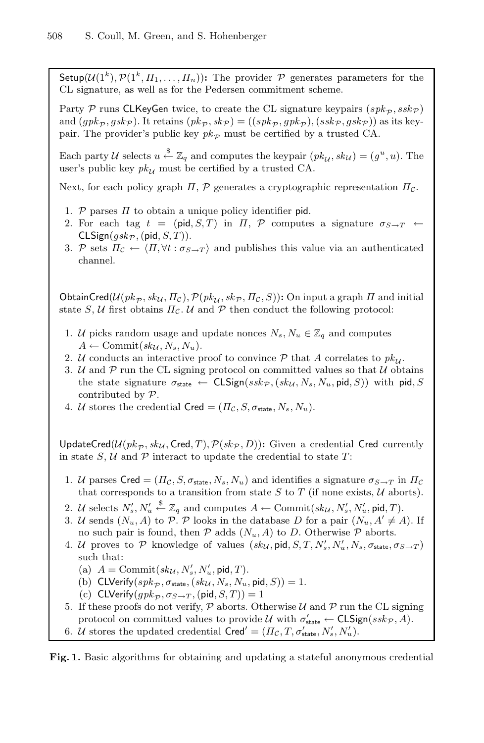$\mathsf{Setup}(\mathcal{U}(1^k), \mathcal{P}(1^k, \Pi_1, \ldots, \Pi_n))$**:** The provider $\mathcal{P}$ generates parameters for the CL signature, as well as for the Pedersen commitment scheme.

Party $\mathcal{P}$ runs $\mathsf{CLKeyGen}$ twice, to create the CL signature keypairs $(spk_{\mathcal{P}}, ssk_{\mathcal{P}})$ and $(gpk_{\mathcal{P}}, gsk_{\mathcal{P}})$. It retains $(pk_{\mathcal{P}}, sk_{\mathcal{P}}) = ((spk_{\mathcal{P}}, gpk_{\mathcal{P}}), (ssk_{\mathcal{P}}, gsk_{\mathcal{P}}))$ as its keypair. The provider's public key $pk_{\mathcal{P}}$ must be certified by a trusted CA.

Each party $\mathcal{U}$ selects $u \xleftarrow{\$} \mathbb{Z}_q$ and computes the keypair $(pk_{\mathcal{U}}, sk_{\mathcal{U}}) = (g^u, u)$. The user's public key $pk_{\mathcal{U}}$ must be certified by a trusted CA.

Next, for each policy graph $\Pi$, $\mathcal{P}$ generates a cryptographic representation $\Pi_{\mathcal{C}}$.

1. $\mathcal{P}$ parses $\Pi$ to obtain a unique policy identifier $\mathsf{pid}$.
2. For each tag $t = (\mathsf{pid}, S, T)$ in $\Pi$, $\mathcal{P}$ computes a signature $\sigma_{S \to T} \leftarrow \mathsf{CLSign}(gsk_{\mathcal{P}}, (\mathsf{pid}, S, T))$.
3. $\mathcal{P}$ sets $\Pi_{\mathcal{C}} \leftarrow \langle \Pi, \forall t : \sigma_{S \to T} \rangle$ and publishes this value via an authenticated channel.

$\mathsf{ObtainCred}(\mathcal{U}(pk_{\mathcal{P}}, sk_{\mathcal{U}}, \Pi_{\mathcal{C}}), \mathcal{P}(pk_{\mathcal{U}}, sk_{\mathcal{P}}, \Pi_{\mathcal{C}}, S))$**:** On input a graph $\Pi$ and initial state $S$, $\mathcal{U}$ first obtains $\Pi_{\mathcal{C}}$. $\mathcal{U}$ and $\mathcal{P}$ then conduct the following protocol:

1. $\mathcal{U}$ picks random usage and update nonces $N_s, N_u \in \mathbb{Z}_q$ and computes $A \leftarrow \mathrm{Commit}(sk_{\mathcal{U}}, N_s, N_u)$.
2. $\mathcal{U}$ conducts an interactive proof to convince $\mathcal{P}$ that $A$ correlates to $pk_{\mathcal{U}}$.
3. $\mathcal{U}$ and $\mathcal{P}$ run the CL signing protocol on committed values so that $\mathcal{U}$ obtains the state signature $\sigma_{\mathsf{state}} \leftarrow \mathsf{CLSign}(ssk_{\mathcal{P}}, (sk_{\mathcal{U}}, N_s, N_u, \mathsf{pid}, S))$ with $\mathsf{pid}, S$ contributed by $\mathcal{P}$.
4. $\mathcal{U}$ stores the credential $\mathsf{Cred} = (\Pi_{\mathcal{C}}, S, \sigma_{\mathsf{state}}, N_s, N_u)$.

$\mathsf{UpdateCred}(\mathcal{U}(pk_{\mathcal{P}}, sk_{\mathcal{U}}, \mathsf{Cred}, T), \mathcal{P}(sk_{\mathcal{P}}, D))$**:** Given a credential $\mathsf{Cred}$ currently in state $S$, $\mathcal{U}$ and $\mathcal{P}$ interact to update the credential to state $T$:

1. $\mathcal{U}$ parses $\mathsf{Cred} = (\Pi_{\mathcal{C}}, S, \sigma_{\mathsf{state}}, N_s, N_u)$ and identifies a signature $\sigma_{S \to T}$ in $\Pi_{\mathcal{C}}$ that corresponds to a transition from state $S$ to $T$ (if none exists, $\mathcal{U}$ aborts).
2. $\mathcal{U}$ selects $N_s', N_u' \xleftarrow{\$} \mathbb{Z}_q$ and computes $A \leftarrow \mathrm{Commit}(sk_{\mathcal{U}}, N_s', N_u', \mathsf{pid}, T)$.
3. $\mathcal{U}$ sends $(N_u, A)$ to $\mathcal{P}$. $\mathcal{P}$ looks in the database $D$ for a pair $(N_u, A' \neq A)$. If no such pair is found, then $\mathcal{P}$ adds $(N_u, A)$ to $D$. Otherwise $\mathcal{P}$ aborts.
4. $\mathcal{U}$ proves to $\mathcal{P}$ knowledge of values $(sk_{\mathcal{U}}, \mathsf{pid}, S, T, N_s', N_u', N_s, \sigma_{\mathsf{state}}, \sigma_{S \to T})$ such that:
   (a) $A = \mathrm{Commit}(sk_{\mathcal{U}}, N_s', N_u', \mathsf{pid}, T)$.
   (b) $\mathsf{CLVerify}(spk_{\mathcal{P}}, \sigma_{\mathsf{state}}, (sk_{\mathcal{U}}, N_s, N_u, \mathsf{pid}, S)) = 1$.
   (c) $\mathsf{CLVerify}(gpk_{\mathcal{P}}, \sigma_{S \to T}, (\mathsf{pid}, S, T)) = 1$
5. If these proofs do not verify, $\mathcal{P}$ aborts. Otherwise $\mathcal{U}$ and $\mathcal{P}$ run the CL signing protocol on committed values to provide $\mathcal{U}$ with $\sigma'_{\mathsf{state}} \leftarrow \mathsf{CLSign}(ssk_{\mathcal{P}}, A)$.
6. $\mathcal{U}$ stores the updated credential $\mathsf{Cred}' = (\Pi_{\mathcal{C}}, T, \sigma'_{\mathsf{state}}, N_s', N_u')$.

**Fig. 1.** Basic algorithms for obtaining and updating a stateful anonymous credential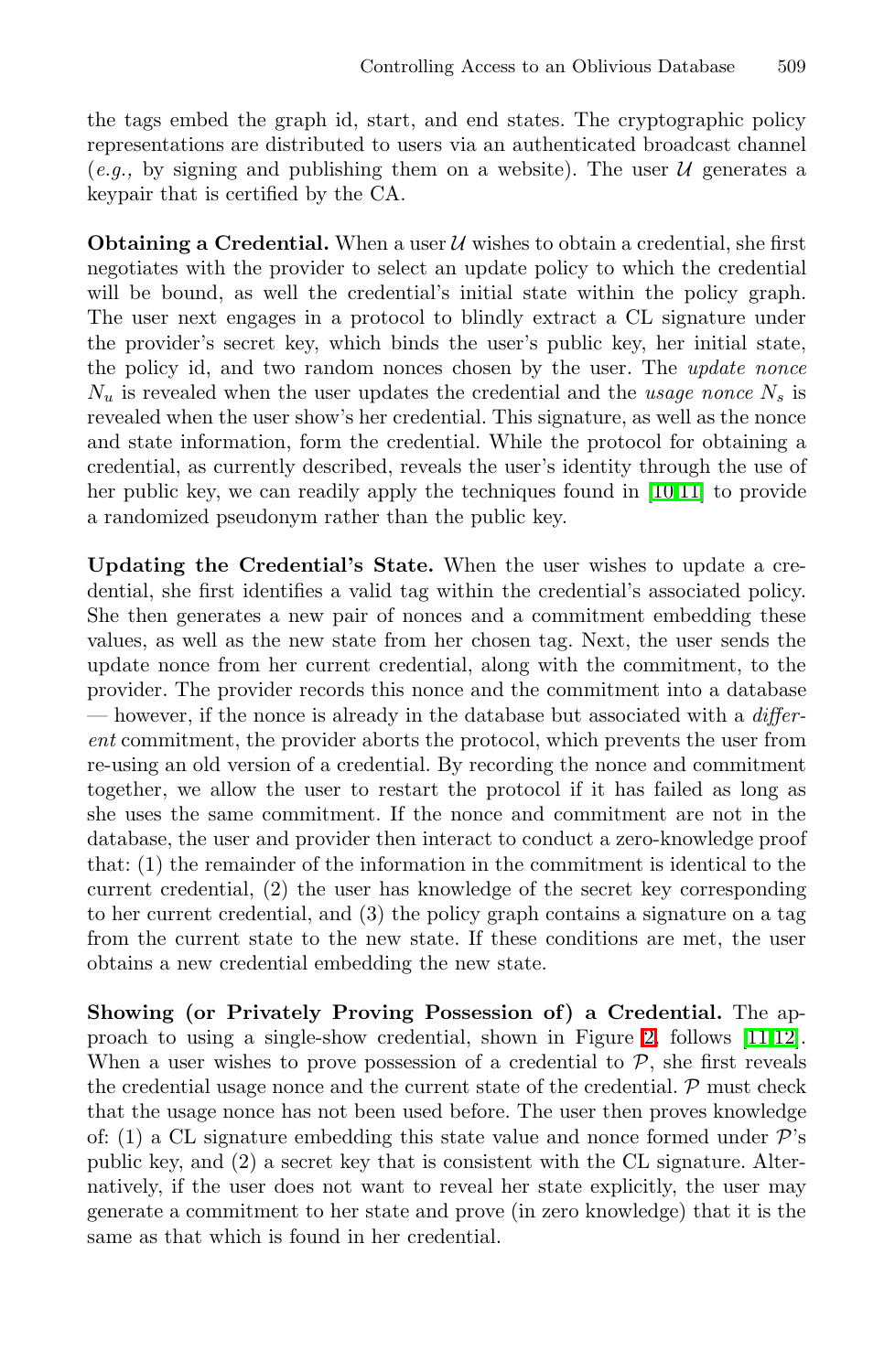the tags embed the graph id, start, and end states. The cryptographic policy representations are distributed to users via an authenticated broadcast channel (*e.g.,* by signing and publishing them on a website). The user $\mathcal{U}$ generates a keypair that is certified by the CA.

**Obtaining a Credential.** When a user $\mathcal{U}$ wishes to obtain a credential, she first negotiates with the provider to select an update policy to which the credential will be bound, as well the credential's initial state within the policy graph. The user next engages in a protocol to blindly extract a CL signature under the provider's secret key, which binds the user's public key, her initial state, the policy id, and two random nonces chosen by the user. The *update nonce* $N_u$ is revealed when the user updates the credential and the *usage nonce* $N_s$ is revealed when the user show's her credential. This signature, as well as the nonce and state information, form the credential. While the protocol for obtaining a credential, as currently described, reveals the user's identity through the use of her public key, we can readily apply the techniques found in [10,11] to provide a randomized pseudonym rather than the public key.

**Updating the Credential's State.** When the user wishes to update a credential, she first identifies a valid tag within the credential's associated policy. She then generates a new pair of nonces and a commitment embedding these values, as well as the new state from her chosen tag. Next, the user sends the update nonce from her current credential, along with the commitment, to the provider. The provider records this nonce and the commitment into a database — however, if the nonce is already in the database but associated with a *different* commitment, the provider aborts the protocol, which prevents the user from re-using an old version of a credential. By recording the nonce and commitment together, we allow the user to restart the protocol if it has failed as long as she uses the same commitment. If the nonce and commitment are not in the database, the user and provider then interact to conduct a zero-knowledge proof that: (1) the remainder of the information in the commitment is identical to the current credential, (2) the user has knowledge of the secret key corresponding to her current credential, and (3) the policy graph contains a signature on a tag from the current state to the new state. If these conditions are met, the user obtains a new credential embedding the new state.

**Showing (or Privately Proving Possession of) a Credential.** The approach to using a single-show credential, shown in Figure 2, follows [11,12]. When a user wishes to prove possession of a credential to $\mathcal{P}$, she first reveals the credential usage nonce and the current state of the credential. $\mathcal{P}$ must check that the usage nonce has not been used before. The user then proves knowledge of: (1) a CL signature embedding this state value and nonce formed under $\mathcal{P}$'s public key, and (2) a secret key that is consistent with the CL signature. Alternatively, if the user does not want to reveal her state explicitly, the user may generate a commitment to her state and prove (in zero knowledge) that it is the same as that which is found in her credential.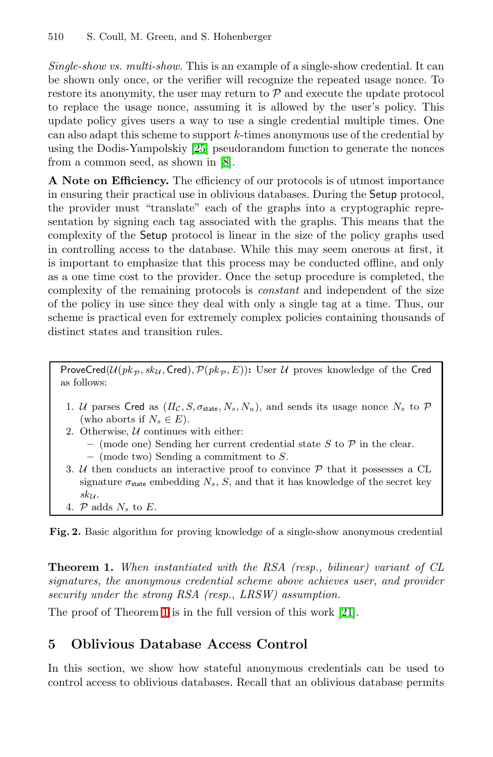*Single-show vs. multi-show.* This is an example of a single-show credential. It can be shown only once, or the verifier will recognize the repeated usage nonce. To restore its anonymity, the user may return to $\mathcal{P}$ and execute the update protocol to replace the usage nonce, assuming it is allowed by the user's policy. This update policy gives users a way to use a single credential multiple times. One can also adapt this scheme to support $k$-times anonymous use of the credential by using the Dodis-Yampolskiy [25] pseudorandom function to generate the nonces from a common seed, as shown in [8].

**A Note on Efficiency.** The efficiency of our protocols is of utmost importance in ensuring their practical use in oblivious databases. During the Setup protocol, the provider must "translate" each of the graphs into a cryptographic representation by signing each tag associated with the graphs. This means that the complexity of the Setup protocol is linear in the size of the policy graphs used in controlling access to the database. While this may seem onerous at first, it is important to emphasize that this process may be conducted offline, and only as a one time cost to the provider. Once the setup procedure is completed, the complexity of the remaining protocols is *constant* and independent of the size of the policy in use since they deal with only a single tag at a time. Thus, our scheme is practical even for extremely complex policies containing thousands of distinct states and transition rules.

$\mathsf{ProveCred}(\mathcal{U}(pk_{\mathcal{P}}, sk_{\mathcal{U}}, \mathsf{Cred}), \mathcal{P}(pk_{\mathcal{P}}, E))$**:** User $\mathcal{U}$ proves knowledge of the Cred as follows:

1. $\mathcal{U}$ parses Cred as $(\Pi_{\mathcal{C}}, S, \sigma_{\mathsf{state}}, N_s, N_u)$, and sends its usage nonce $N_s$ to $\mathcal{P}$ (who aborts if $N_s \in E$).
2. Otherwise, $\mathcal{U}$ continues with either:
   - (mode one) Sending her current credential state $S$ to $\mathcal{P}$ in the clear.
   - (mode two) Sending a commitment to $S$.
3. $\mathcal{U}$ then conducts an interactive proof to convince $\mathcal{P}$ that it possesses a CL signature $\sigma_{\mathsf{state}}$ embedding $N_s$, $S$, and that it has knowledge of the secret key $sk_{\mathcal{U}}$.
4. $\mathcal{P}$ adds $N_s$ to $E$.

**Fig. 2.** Basic algorithm for proving knowledge of a single-show anonymous credential

**Theorem 1.** *When instantiated with the RSA (resp., bilinear) variant of CL signatures, the anonymous credential scheme above achieves user, and provider security under the strong RSA (resp., LRSW) assumption.*

The proof of Theorem 1 is in the full version of this work [21].

## 5 Oblivious Database Access Control

In this section, we show how stateful anonymous credentials can be used to control access to oblivious databases. Recall that an oblivious database permits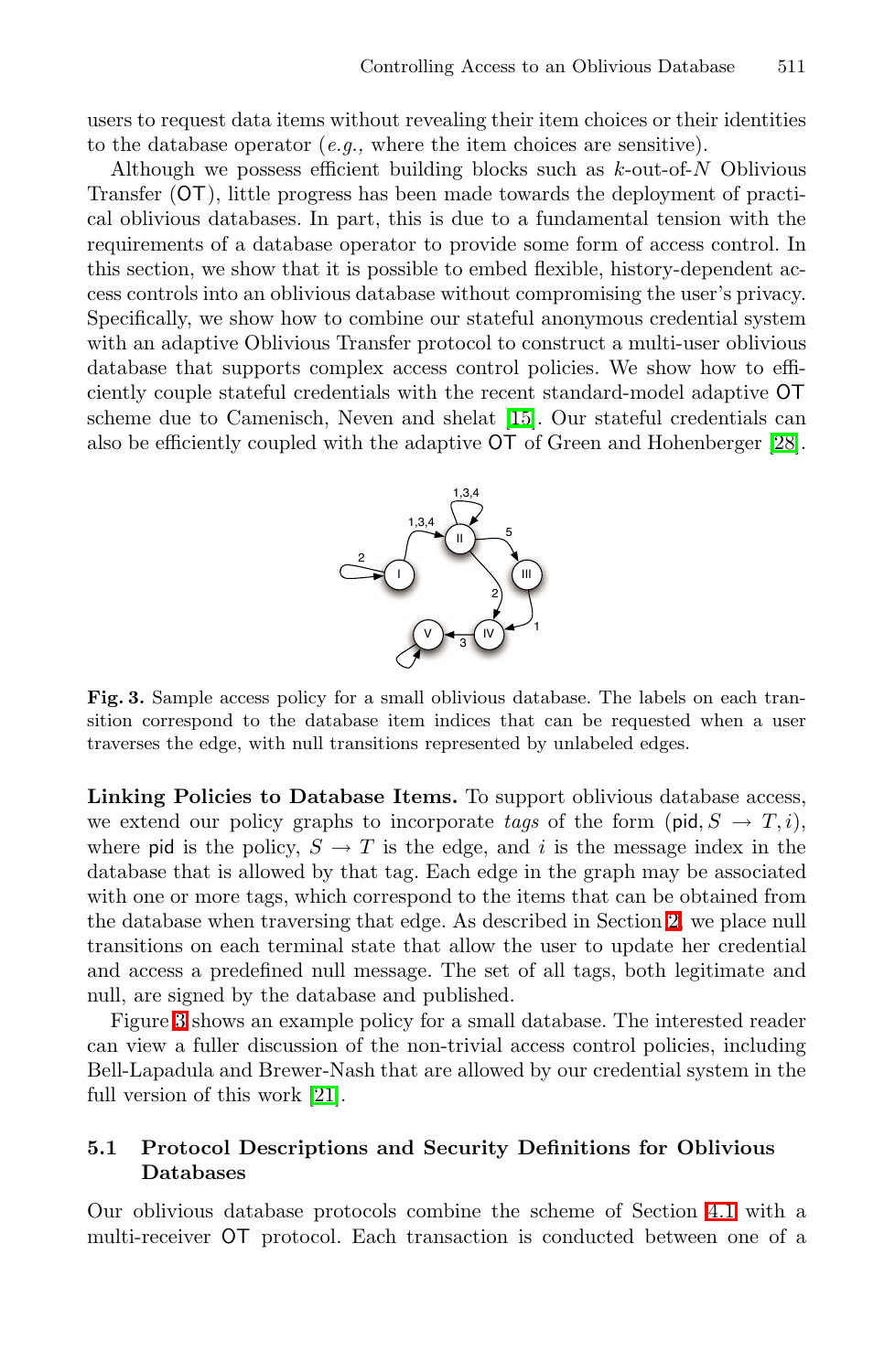users to request data items without revealing their item choices or their identities to the database operator (*e.g.,* where the item choices are sensitive).

Although we possess efficient building blocks such as $k$-out-of-$N$ Oblivious Transfer (OT), little progress has been made towards the deployment of practical oblivious databases. In part, this is due to a fundamental tension with the requirements of a database operator to provide some form of access control. In this section, we show that it is possible to embed flexible, history-dependent access controls into an oblivious database without compromising the user's privacy. Specifically, we show how to combine our stateful anonymous credential system with an adaptive Oblivious Transfer protocol to construct a multi-user oblivious database that supports complex access control policies. We show how to efficiently couple stateful credentials with the recent standard-model adaptive OT scheme due to Camenisch, Neven and shelat [15]. Our stateful credentials can also be efficiently coupled with the adaptive OT of Green and Hohenberger [28].

1,3,4
1,3,4
2
I
II
5
III
2
1
V
IV
3

**Fig. 3.** Sample access policy for a small oblivious database. The labels on each transition correspond to the database item indices that can be requested when a user traverses the edge, with null transitions represented by unlabeled edges.

**Linking Policies to Database Items.** To support oblivious database access, we extend our policy graphs to incorporate *tags* of the form $(\mathsf{pid}, S \rightarrow T, i)$, where $\mathsf{pid}$ is the policy, $S \rightarrow T$ is the edge, and $i$ is the message index in the database that is allowed by that tag. Each edge in the graph may be associated with one or more tags, which correspond to the items that can be obtained from the database when traversing that edge. As described in Section 2, we place null transitions on each terminal state that allow the user to update her credential and access a predefined null message. The set of all tags, both legitimate and null, are signed by the database and published.

Figure 3 shows an example policy for a small database. The interested reader can view a fuller discussion of the non-trivial access control policies, including Bell-Lapadula and Brewer-Nash that are allowed by our credential system in the full version of this work [21].

### 5.1 Protocol Descriptions and Security Definitions for Oblivious Databases

Our oblivious database protocols combine the scheme of Section 4.1 with a multi-receiver OT protocol. Each transaction is conducted between one of a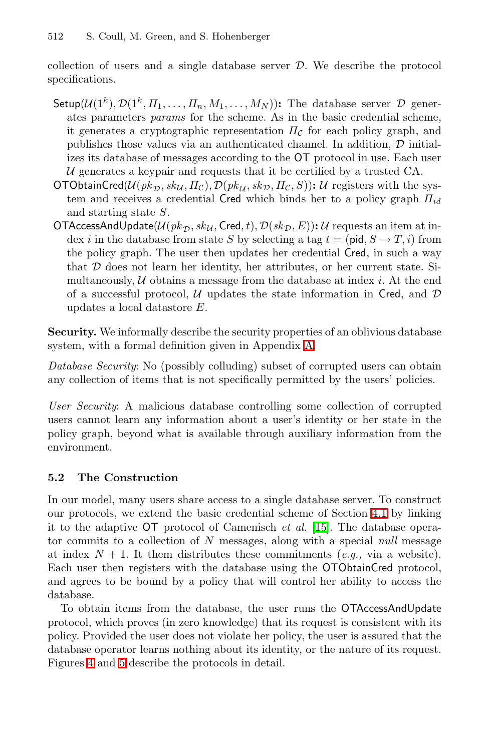collection of users and a single database server $\mathcal{D}$. We describe the protocol specifications.

- $\mathsf{Setup}(\mathcal{U}(1^k), \mathcal{D}(1^k, \Pi_1, \ldots, \Pi_n, M_1, \ldots, M_N))$**:** The database server $\mathcal{D}$ generates parameters *params* for the scheme. As in the basic credential scheme, it generates a cryptographic representation $\Pi_{\mathcal{C}}$ for each policy graph, and publishes those values via an authenticated channel. In addition, $\mathcal{D}$ initializes its database of messages according to the OT protocol in use. Each user $\mathcal{U}$ generates a keypair and requests that it be certified by a trusted CA.
- $\mathsf{OTObtainCred}(\mathcal{U}(pk_{\mathcal{D}}, sk_{\mathcal{U}}, \Pi_{\mathcal{C}}), \mathcal{D}(pk_{\mathcal{U}}, sk_{\mathcal{D}}, \Pi_{\mathcal{C}}, S))$**:** $\mathcal{U}$ registers with the system and receives a credential Cred which binds her to a policy graph $\Pi_{id}$ and starting state $S$.
- $\mathsf{OTAccessAndUpdate}(\mathcal{U}(pk_{\mathcal{D}}, sk_{\mathcal{U}}, \mathsf{Cred}, t), \mathcal{D}(sk_{\mathcal{D}}, E))$**:** $\mathcal{U}$ requests an item at index $i$ in the database from state $S$ by selecting a tag $t = (\mathsf{pid}, S \rightarrow T, i)$ from the policy graph. The user then updates her credential Cred, in such a way that $\mathcal{D}$ does not learn her identity, her attributes, or her current state. Simultaneously, $\mathcal{U}$ obtains a message from the database at index $i$. At the end of a successful protocol, $\mathcal{U}$ updates the state information in Cred, and $\mathcal{D}$ updates a local datastore $E$.

**Security.** We informally describe the security properties of an oblivious database system, with a formal definition given in Appendix A.

*Database Security*: No (possibly colluding) subset of corrupted users can obtain any collection of items that is not specifically permitted by the users' policies.

*User Security*: A malicious database controlling some collection of corrupted users cannot learn any information about a user's identity or her state in the policy graph, beyond what is available through auxiliary information from the environment.

### 5.2 The Construction

In our model, many users share access to a single database server. To construct our protocols, we extend the basic credential scheme of Section 4.1 by linking it to the adaptive OT protocol of Camenisch *et al.* [15]. The database operator commits to a collection of $N$ messages, along with a special *null* message at index $N + 1$. It them distributes these commitments (*e.g.,* via a website). Each user then registers with the database using the OTObtainCred protocol, and agrees to be bound by a policy that will control her ability to access the database.

To obtain items from the database, the user runs the OTAccessAndUpdate protocol, which proves (in zero knowledge) that its request is consistent with its policy. Provided the user does not violate her policy, the user is assured that the database operator learns nothing about its identity, or the nature of its request. Figures 4 and 5 describe the protocols in detail.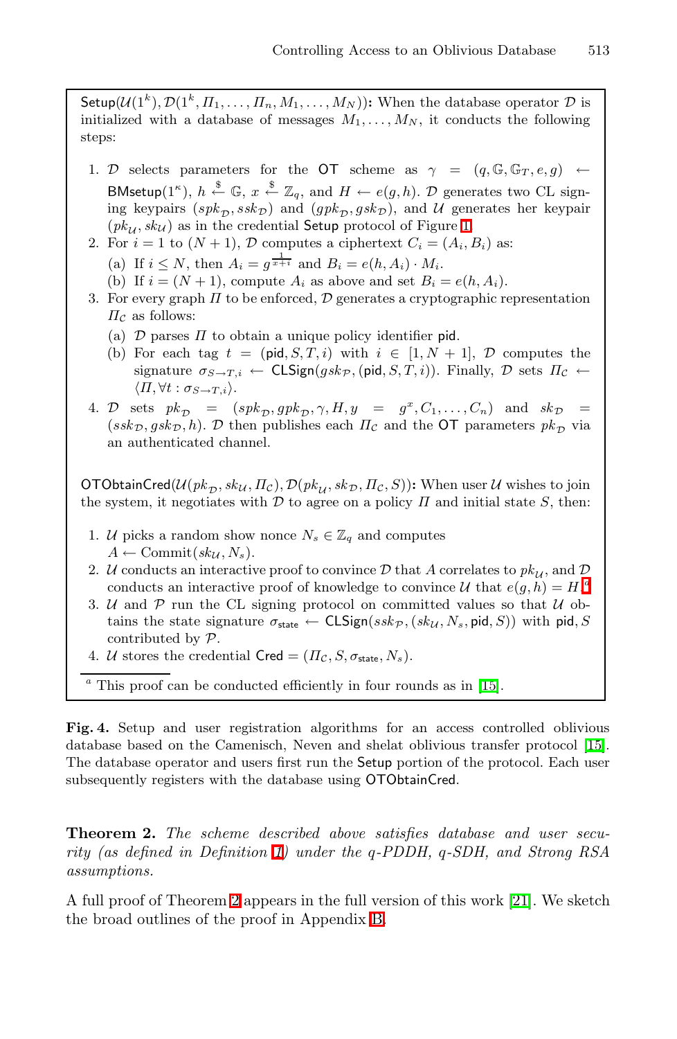$\mathsf{Setup}(\mathcal{U}(1^k), \mathcal{D}(1^k, \Pi_1, \ldots, \Pi_n, M_1, \ldots, M_N))$**:** When the database operator $\mathcal{D}$ is initialized with a database of messages $M_1, \ldots, M_N$, it conducts the following steps:

1. $\mathcal{D}$ selects parameters for the $\mathsf{OT}$ scheme as $\gamma = (q, \mathbb{G}, \mathbb{G}_T, e, g) \leftarrow \mathsf{BMsetup}(1^\kappa)$, $h \xleftarrow{\$} \mathbb{G}$, $x \xleftarrow{\$} \mathbb{Z}_q$, and $H \leftarrow e(g, h)$. $\mathcal{D}$ generates two CL signing keypairs $(spk_\mathcal{D}, ssk_\mathcal{D})$ and $(gpk_\mathcal{D}, gsk_\mathcal{D})$, and $\mathcal{U}$ generates her keypair $(pk_\mathcal{U}, sk_\mathcal{U})$ as in the credential Setup protocol of Figure 1.
2. For $i = 1$ to $(N+1)$, $\mathcal{D}$ computes a ciphertext $C_i = (A_i, B_i)$ as:
   (a) If $i \leq N$, then $A_i = g^{\frac{1}{x+i}}$ and $B_i = e(h, A_i) \cdot M_i$.
   (b) If $i = (N+1)$, compute $A_i$ as above and set $B_i = e(h, A_i)$.
3. For every graph $\Pi$ to be enforced, $\mathcal{D}$ generates a cryptographic representation $\Pi_\mathcal{C}$ as follows:
   (a) $\mathcal{D}$ parses $\Pi$ to obtain a unique policy identifier $\mathsf{pid}$.
   (b) For each tag $t = (\mathsf{pid}, S, T, i)$ with $i \in [1, N+1]$, $\mathcal{D}$ computes the signature $\sigma_{S \to T, i} \leftarrow \mathsf{CLSign}(gsk_\mathcal{P}, (\mathsf{pid}, S, T, i))$. Finally, $\mathcal{D}$ sets $\Pi_\mathcal{C} \leftarrow \langle \Pi, \forall t : \sigma_{S \to T, i} \rangle$.
4. $\mathcal{D}$ sets $pk_\mathcal{D} = (spk_\mathcal{D}, gpk_\mathcal{D}, \gamma, H, y = g^x, C_1, \ldots, C_n)$ and $sk_\mathcal{D} = (ssk_\mathcal{D}, gsk_\mathcal{D}, h)$. $\mathcal{D}$ then publishes each $\Pi_\mathcal{C}$ and the $\mathsf{OT}$ parameters $pk_\mathcal{D}$ via an authenticated channel.

$\mathsf{OTObtainCred}(\mathcal{U}(pk_\mathcal{D}, sk_\mathcal{U}, \Pi_\mathcal{C}), \mathcal{D}(pk_\mathcal{U}, sk_\mathcal{D}, \Pi_\mathcal{C}, S))$**:** When user $\mathcal{U}$ wishes to join the system, it negotiates with $\mathcal{D}$ to agree on a policy $\Pi$ and initial state $S$, then:

1. $\mathcal{U}$ picks a random show nonce $N_s \in \mathbb{Z}_q$ and computes $A \leftarrow \text{Commit}(sk_\mathcal{U}, N_s)$.
2. $\mathcal{U}$ conducts an interactive proof to convince $\mathcal{D}$ that $A$ correlates to $pk_\mathcal{U}$, and $\mathcal{D}$ conducts an interactive proof of knowledge to convince $\mathcal{U}$ that $e(g, h) = H$.[a]
3. $\mathcal{U}$ and $\mathcal{P}$ run the CL signing protocol on committed values so that $\mathcal{U}$ obtains the state signature $\sigma_{\mathsf{state}} \leftarrow \mathsf{CLSign}(ssk_\mathcal{P}, (sk_\mathcal{U}, N_s, \mathsf{pid}, S))$ with $\mathsf{pid}, S$ contributed by $\mathcal{P}$.
4. $\mathcal{U}$ stores the credential $\mathsf{Cred} = (\Pi_\mathcal{C}, S, \sigma_{\mathsf{state}}, N_s)$.

[a] This proof can be conducted efficiently in four rounds as in [15].

**Fig. 4.** Setup and user registration algorithms for an access controlled oblivious database based on the Camenisch, Neven and shelat oblivious transfer protocol [15]. The database operator and users first run the Setup portion of the protocol. Each user subsequently registers with the database using OTObtainCred.

**Theorem 2.** *The scheme described above satisfies database and user security (as defined in Definition 1) under the q-PDDH, q-SDH, and Strong RSA assumptions.*

A full proof of Theorem 2 appears in the full version of this work [21]. We sketch the broad outlines of the proof in Appendix B.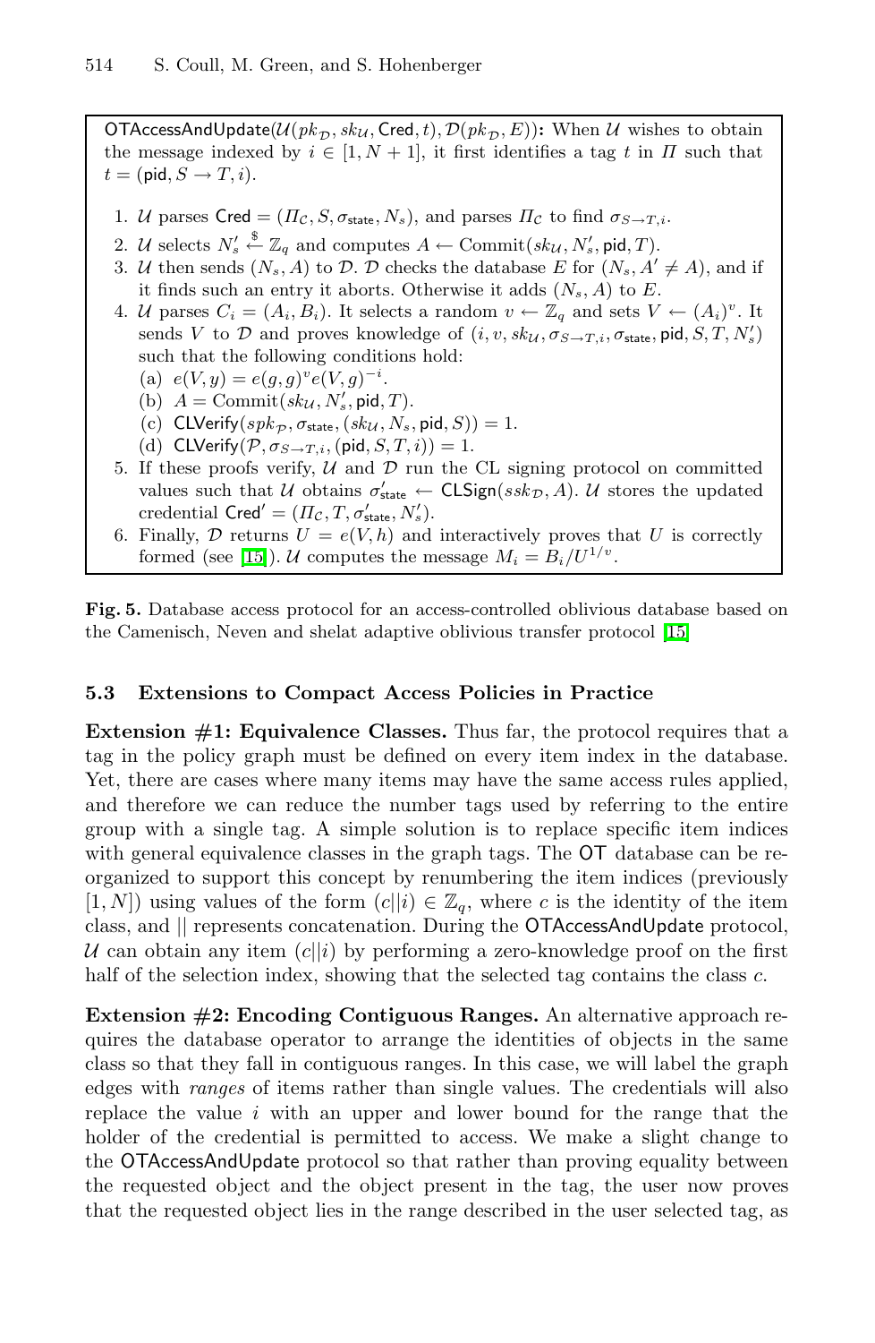$\mathsf{OTAccessAndUpdate}(\mathcal{U}(pk_{\mathcal{D}}, sk_{\mathcal{U}}, \mathsf{Cred}, t), \mathcal{D}(pk_{\mathcal{D}}, E))$**:** When $\mathcal{U}$ wishes to obtain the message indexed by $i \in [1, N+1]$, it first identifies a tag $t$ in $\Pi$ such that $t = (\mathsf{pid}, S \to T, i)$.

1. $\mathcal{U}$ parses $\mathsf{Cred} = (\Pi_{\mathcal{C}}, S, \sigma_{\mathsf{state}}, N_s)$, and parses $\Pi_{\mathcal{C}}$ to find $\sigma_{S \to T, i}$.
2. $\mathcal{U}$ selects $N'_s \overset{\$}{\leftarrow} \mathbb{Z}_q$ and computes $A \leftarrow \mathrm{Commit}(sk_{\mathcal{U}}, N'_s, \mathsf{pid}, T)$.
3. $\mathcal{U}$ then sends $(N_s, A)$ to $\mathcal{D}$. $\mathcal{D}$ checks the database $E$ for $(N_s, A' \neq A)$, and if it finds such an entry it aborts. Otherwise it adds $(N_s, A)$ to $E$.
4. $\mathcal{U}$ parses $C_i = (A_i, B_i)$. It selects a random $v \leftarrow \mathbb{Z}_q$ and sets $V \leftarrow (A_i)^v$. It sends $V$ to $\mathcal{D}$ and proves knowledge of $(i, v, sk_{\mathcal{U}}, \sigma_{S \to T, i}, \sigma_{\mathsf{state}}, \mathsf{pid}, S, T, N'_s)$ such that the following conditions hold:
   (a) $e(V, y) = e(g, g)^v e(V, g)^{-i}$.
   (b) $A = \mathrm{Commit}(sk_{\mathcal{U}}, N'_s, \mathsf{pid}, T)$.
   (c) $\mathsf{CLVerify}(spk_{\mathcal{P}}, \sigma_{\mathsf{state}}, (sk_{\mathcal{U}}, N_s, \mathsf{pid}, S)) = 1$.
   (d) $\mathsf{CLVerify}(\mathcal{P}, \sigma_{S \to T, i}, (\mathsf{pid}, S, T, i)) = 1$.
5. If these proofs verify, $\mathcal{U}$ and $\mathcal{D}$ run the CL signing protocol on committed values such that $\mathcal{U}$ obtains $\sigma'_{\mathsf{state}} \leftarrow \mathsf{CLSign}(ssk_{\mathcal{D}}, A)$. $\mathcal{U}$ stores the updated credential $\mathsf{Cred}' = (\Pi_{\mathcal{C}}, T, \sigma'_{\mathsf{state}}, N'_s)$.
6. Finally, $\mathcal{D}$ returns $U = e(V, h)$ and interactively proves that $U$ is correctly formed (see [15]). $\mathcal{U}$ computes the message $M_i = B_i / U^{1/v}$.

**Fig. 5.** Database access protocol for an access-controlled oblivious database based on the Camenisch, Neven and shelat adaptive oblivious transfer protocol [15]

### 5.3 Extensions to Compact Access Policies in Practice

**Extension #1: Equivalence Classes.** Thus far, the protocol requires that a tag in the policy graph must be defined on every item index in the database. Yet, there are cases where many items may have the same access rules applied, and therefore we can reduce the number tags used by referring to the entire group with a single tag. A simple solution is to replace specific item indices with general equivalence classes in the graph tags. The OT database can be reorganized to support this concept by renumbering the item indices (previously $[1, N]$) using values of the form $(c||i) \in \mathbb{Z}_q$, where $c$ is the identity of the item class, and $||$ represents concatenation. During the OTAccessAndUpdate protocol, $\mathcal{U}$ can obtain any item $(c||i)$ by performing a zero-knowledge proof on the first half of the selection index, showing that the selected tag contains the class $c$.

**Extension #2: Encoding Contiguous Ranges.** An alternative approach requires the database operator to arrange the identities of objects in the same class so that they fall in contiguous ranges. In this case, we will label the graph edges with *ranges* of items rather than single values. The credentials will also replace the value $i$ with an upper and lower bound for the range that the holder of the credential is permitted to access. We make a slight change to the OTAccessAndUpdate protocol so that rather than proving equality between the requested object and the object present in the tag, the user now proves that the requested object lies in the range described in the user selected tag, as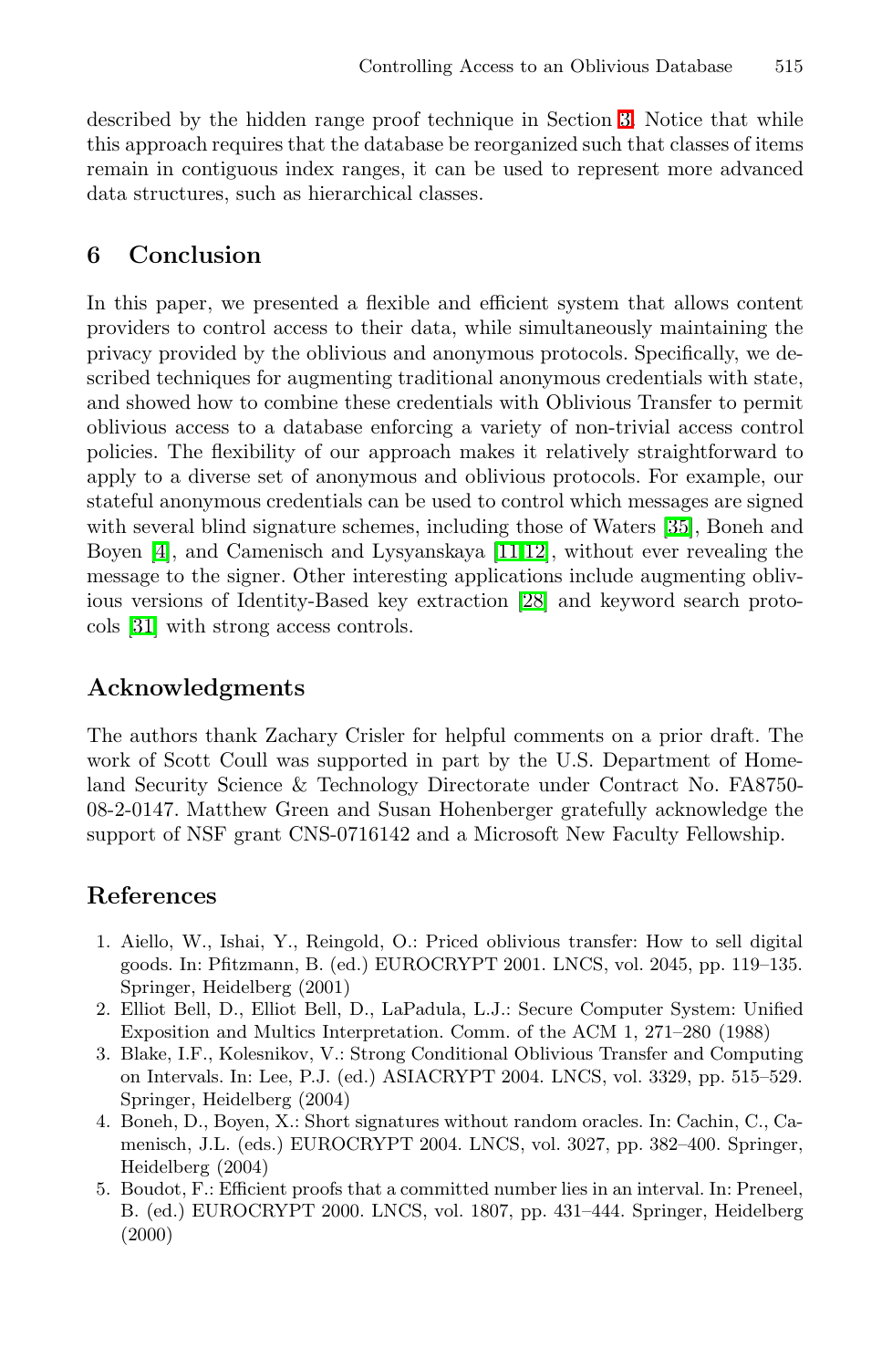described by the hidden range proof technique in Section 3. Notice that while this approach requires that the database be reorganized such that classes of items remain in contiguous index ranges, it can be used to represent more advanced data structures, such as hierarchical classes.

## 6 Conclusion

In this paper, we presented a flexible and efficient system that allows content providers to control access to their data, while simultaneously maintaining the privacy provided by the oblivious and anonymous protocols. Specifically, we described techniques for augmenting traditional anonymous credentials with state, and showed how to combine these credentials with Oblivious Transfer to permit oblivious access to a database enforcing a variety of non-trivial access control policies. The flexibility of our approach makes it relatively straightforward to apply to a diverse set of anonymous and oblivious protocols. For example, our stateful anonymous credentials can be used to control which messages are signed with several blind signature schemes, including those of Waters [35], Boneh and Boyen [4], and Camenisch and Lysyanskaya [11,12], without ever revealing the message to the signer. Other interesting applications include augmenting oblivious versions of Identity-Based key extraction [28] and keyword search protocols [31] with strong access controls.

## Acknowledgments

The authors thank Zachary Crisler for helpful comments on a prior draft. The work of Scott Coull was supported in part by the U.S. Department of Homeland Security Science & Technology Directorate under Contract No. FA8750-08-2-0147. Matthew Green and Susan Hohenberger gratefully acknowledge the support of NSF grant CNS-0716142 and a Microsoft New Faculty Fellowship.

## References

1. Aiello, W., Ishai, Y., Reingold, O.: Priced oblivious transfer: How to sell digital goods. In: Pfitzmann, B. (ed.) EUROCRYPT 2001. LNCS, vol. 2045, pp. 119–135. Springer, Heidelberg (2001)
2. Elliot Bell, D., Elliot Bell, D., LaPadula, L.J.: Secure Computer System: Unified Exposition and Multics Interpretation. Comm. of the ACM 1, 271–280 (1988)
3. Blake, I.F., Kolesnikov, V.: Strong Conditional Oblivious Transfer and Computing on Intervals. In: Lee, P.J. (ed.) ASIACRYPT 2004. LNCS, vol. 3329, pp. 515–529. Springer, Heidelberg (2004)
4. Boneh, D., Boyen, X.: Short signatures without random oracles. In: Cachin, C., Camenisch, J.L. (eds.) EUROCRYPT 2004. LNCS, vol. 3027, pp. 382–400. Springer, Heidelberg (2004)
5. Boudot, F.: Efficient proofs that a committed number lies in an interval. In: Preneel, B. (ed.) EUROCRYPT 2000. LNCS, vol. 1807, pp. 431–444. Springer, Heidelberg (2000)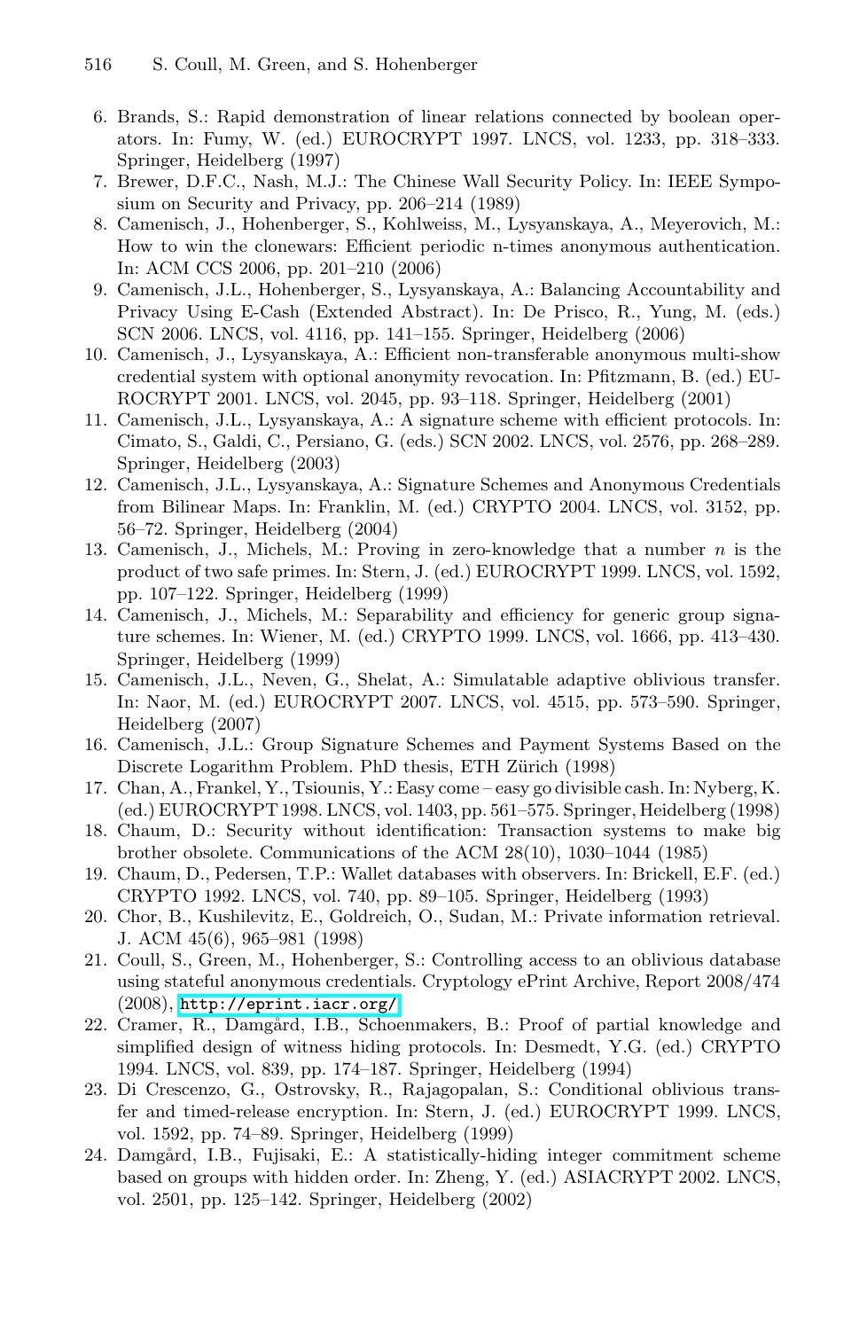6. Brands, S.: Rapid demonstration of linear relations connected by boolean operators. In: Fumy, W. (ed.) EUROCRYPT 1997. LNCS, vol. 1233, pp. 318–333. Springer, Heidelberg (1997)
7. Brewer, D.F.C., Nash, M.J.: The Chinese Wall Security Policy. In: IEEE Symposium on Security and Privacy, pp. 206–214 (1989)
8. Camenisch, J., Hohenberger, S., Kohlweiss, M., Lysyanskaya, A., Meyerovich, M.: How to win the clonewars: Efficient periodic n-times anonymous authentication. In: ACM CCS 2006, pp. 201–210 (2006)
9. Camenisch, J.L., Hohenberger, S., Lysyanskaya, A.: Balancing Accountability and Privacy Using E-Cash (Extended Abstract). In: De Prisco, R., Yung, M. (eds.) SCN 2006. LNCS, vol. 4116, pp. 141–155. Springer, Heidelberg (2006)
10. Camenisch, J., Lysyanskaya, A.: Efficient non-transferable anonymous multi-show credential system with optional anonymity revocation. In: Pfitzmann, B. (ed.) EUROCRYPT 2001. LNCS, vol. 2045, pp. 93–118. Springer, Heidelberg (2001)
11. Camenisch, J.L., Lysyanskaya, A.: A signature scheme with efficient protocols. In: Cimato, S., Galdi, C., Persiano, G. (eds.) SCN 2002. LNCS, vol. 2576, pp. 268–289. Springer, Heidelberg (2003)
12. Camenisch, J.L., Lysyanskaya, A.: Signature Schemes and Anonymous Credentials from Bilinear Maps. In: Franklin, M. (ed.) CRYPTO 2004. LNCS, vol. 3152, pp. 56–72. Springer, Heidelberg (2004)
13. Camenisch, J., Michels, M.: Proving in zero-knowledge that a number $n$ is the product of two safe primes. In: Stern, J. (ed.) EUROCRYPT 1999. LNCS, vol. 1592, pp. 107–122. Springer, Heidelberg (1999)
14. Camenisch, J., Michels, M.: Separability and efficiency for generic group signature schemes. In: Wiener, M. (ed.) CRYPTO 1999. LNCS, vol. 1666, pp. 413–430. Springer, Heidelberg (1999)
15. Camenisch, J.L., Neven, G., Shelat, A.: Simulatable adaptive oblivious transfer. In: Naor, M. (ed.) EUROCRYPT 2007. LNCS, vol. 4515, pp. 573–590. Springer, Heidelberg (2007)
16. Camenisch, J.L.: Group Signature Schemes and Payment Systems Based on the Discrete Logarithm Problem. PhD thesis, ETH Zürich (1998)
17. Chan, A., Frankel, Y., Tsiounis, Y.: Easy come – easy go divisible cash. In: Nyberg, K. (ed.) EUROCRYPT 1998. LNCS, vol. 1403, pp. 561–575. Springer, Heidelberg (1998)
18. Chaum, D.: Security without identification: Transaction systems to make big brother obsolete. Communications of the ACM 28(10), 1030–1044 (1985)
19. Chaum, D., Pedersen, T.P.: Wallet databases with observers. In: Brickell, E.F. (ed.) CRYPTO 1992. LNCS, vol. 740, pp. 89–105. Springer, Heidelberg (1993)
20. Chor, B., Kushilevitz, E., Goldreich, O., Sudan, M.: Private information retrieval. J. ACM 45(6), 965–981 (1998)
21. Coull, S., Green, M., Hohenberger, S.: Controlling access to an oblivious database using stateful anonymous credentials. Cryptology ePrint Archive, Report 2008/474 (2008), http://eprint.iacr.org/
22. Cramer, R., Damgård, I.B., Schoenmakers, B.: Proof of partial knowledge and simplified design of witness hiding protocols. In: Desmedt, Y.G. (ed.) CRYPTO 1994. LNCS, vol. 839, pp. 174–187. Springer, Heidelberg (1994)
23. Di Crescenzo, G., Ostrovsky, R., Rajagopalan, S.: Conditional oblivious transfer and timed-release encryption. In: Stern, J. (ed.) EUROCRYPT 1999. LNCS, vol. 1592, pp. 74–89. Springer, Heidelberg (1999)
24. Damgård, I.B., Fujisaki, E.: A statistically-hiding integer commitment scheme based on groups with hidden order. In: Zheng, Y. (ed.) ASIACRYPT 2002. LNCS, vol. 2501, pp. 125–142. Springer, Heidelberg (2002)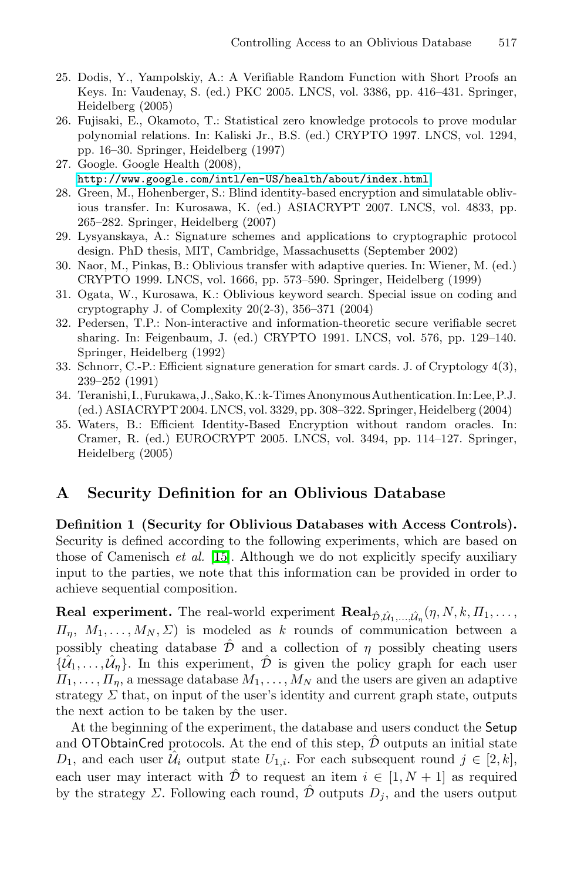25. Dodis, Y., Yampolskiy, A.: A Verifiable Random Function with Short Proofs an Keys. In: Vaudenay, S. (ed.) PKC 2005. LNCS, vol. 3386, pp. 416–431. Springer, Heidelberg (2005)
26. Fujisaki, E., Okamoto, T.: Statistical zero knowledge protocols to prove modular polynomial relations. In: Kaliski Jr., B.S. (ed.) CRYPTO 1997. LNCS, vol. 1294, pp. 16–30. Springer, Heidelberg (1997)
27. Google. Google Health (2008), http://www.google.com/intl/en-US/health/about/index.html
28. Green, M., Hohenberger, S.: Blind identity-based encryption and simulatable oblivious transfer. In: Kurosawa, K. (ed.) ASIACRYPT 2007. LNCS, vol. 4833, pp. 265–282. Springer, Heidelberg (2007)
29. Lysyanskaya, A.: Signature schemes and applications to cryptographic protocol design. PhD thesis, MIT, Cambridge, Massachusetts (September 2002)
30. Naor, M., Pinkas, B.: Oblivious transfer with adaptive queries. In: Wiener, M. (ed.) CRYPTO 1999. LNCS, vol. 1666, pp. 573–590. Springer, Heidelberg (1999)
31. Ogata, W., Kurosawa, K.: Oblivious keyword search. Special issue on coding and cryptography J. of Complexity 20(2-3), 356–371 (2004)
32. Pedersen, T.P.: Non-interactive and information-theoretic secure verifiable secret sharing. In: Feigenbaum, J. (ed.) CRYPTO 1991. LNCS, vol. 576, pp. 129–140. Springer, Heidelberg (1992)
33. Schnorr, C.-P.: Efficient signature generation for smart cards. J. of Cryptology 4(3), 239–252 (1991)
34. Teranishi, I., Furukawa, J., Sako, K.: k-Times Anonymous Authentication. In: Lee, P.J. (ed.) ASIACRYPT 2004. LNCS, vol. 3329, pp. 308–322. Springer, Heidelberg (2004)
35. Waters, B.: Efficient Identity-Based Encryption without random oracles. In: Cramer, R. (ed.) EUROCRYPT 2005. LNCS, vol. 3494, pp. 114–127. Springer, Heidelberg (2005)

## A Security Definition for an Oblivious Database

**Definition 1 (Security for Oblivious Databases with Access Controls).** Security is defined according to the following experiments, which are based on those of Camenisch *et al.* [15]. Although we do not explicitly specify auxiliary input to the parties, we note that this information can be provided in order to achieve sequential composition.

**Real experiment.** The real-world experiment $\mathbf{Real}_{\hat{\mathcal{D}},\hat{\mathcal{U}}_1,\ldots,\hat{\mathcal{U}}_\eta}(\eta, N, k, \Pi_1, \ldots, \Pi_\eta, M_1, \ldots, M_N, \Sigma)$ is modeled as $k$ rounds of communication between a possibly cheating database $\hat{\mathcal{D}}$ and a collection of $\eta$ possibly cheating users $\{\hat{\mathcal{U}}_1, \ldots, \hat{\mathcal{U}}_\eta\}$. In this experiment, $\hat{\mathcal{D}}$ is given the policy graph for each user $\Pi_1, \ldots, \Pi_\eta$, a message database $M_1, \ldots, M_N$ and the users are given an adaptive strategy $\Sigma$ that, on input of the user's identity and current graph state, outputs the next action to be taken by the user.

At the beginning of the experiment, the database and users conduct the Setup and OTObtainCred protocols. At the end of this step, $\hat{\mathcal{D}}$ outputs an initial state $D_1$, and each user $\hat{\mathcal{U}}_i$ output state $U_{1,i}$. For each subsequent round $j \in [2, k]$, each user may interact with $\hat{\mathcal{D}}$ to request an item $i \in [1, N+1]$ as required by the strategy $\Sigma$. Following each round, $\hat{\mathcal{D}}$ outputs $D_j$, and the users output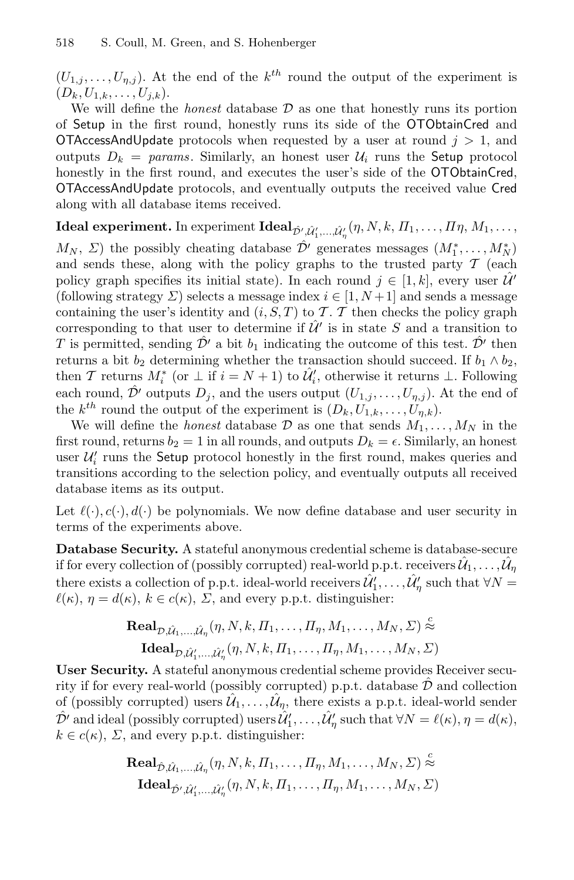$(U_{1,j}, \ldots, U_{\eta,j})$. At the end of the $k^{th}$ round the output of the experiment is $(D_k, U_{1,k}, \ldots, U_{j,k})$.

We will define the *honest* database $\mathcal{D}$ as one that honestly runs its portion of Setup in the first round, honestly runs its side of the OTObtainCred and OTAccessAndUpdate protocols when requested by a user at round $j > 1$, and outputs $D_k = params$. Similarly, an honest user $\mathcal{U}_i$ runs the Setup protocol honestly in the first round, and executes the user's side of the OTObtainCred, OTAccessAndUpdate protocols, and eventually outputs the received value Cred along with all database items received.

**Ideal experiment.** In experiment $\mathbf{Ideal}_{\hat{\mathcal{D}'},\hat{\mathcal{U}}'_1,\ldots,\hat{\mathcal{U}}'_\eta}(\eta, N, k, \Pi_1, \ldots, \Pi\eta, M_1, \ldots, M_N, \Sigma)$ the possibly cheating database $\hat{\mathcal{D}'}$ generates messages $(M_1^*, \ldots, M_N^*)$ and sends these, along with the policy graphs to the trusted party $\mathcal{T}$ (each policy graph specifies its initial state). In each round $j \in [1, k]$, every user $\hat{\mathcal{U}'}$ (following strategy $\Sigma$) selects a message index $i \in [1, N+1]$ and sends a message containing the user's identity and $(i, S, T)$ to $\mathcal{T}$. $\mathcal{T}$ then checks the policy graph corresponding to that user to determine if $\hat{\mathcal{U}'}$ is in state $S$ and a transition to $T$ is permitted, sending $\hat{\mathcal{D}'}$ a bit $b_1$ indicating the outcome of this test. $\hat{\mathcal{D}'}$ then returns a bit $b_2$ determining whether the transaction should succeed. If $b_1 \wedge b_2$, then $\mathcal{T}$ returns $M_i^*$ (or $\perp$ if $i = N+1$) to $\hat{\mathcal{U}}'_i$, otherwise it returns $\perp$. Following each round, $\hat{\mathcal{D}'}$ outputs $D_j$, and the users output $(U_{1,j}, \ldots, U_{\eta,j})$. At the end of the $k^{th}$ round the output of the experiment is $(D_k, U_{1,k}, \ldots, U_{\eta,k})$.

We will define the *honest* database $\mathcal{D}$ as one that sends $M_1, \ldots, M_N$ in the first round, returns $b_2 = 1$ in all rounds, and outputs $D_k = \epsilon$. Similarly, an honest user $\mathcal{U}'_i$ runs the Setup protocol honestly in the first round, makes queries and transitions according to the selection policy, and eventually outputs all received database items as its output.

Let $\ell(\cdot), c(\cdot), d(\cdot)$ be polynomials. We now define database and user security in terms of the experiments above.

**Database Security.** A stateful anonymous credential scheme is database-secure if for every collection of (possibly corrupted) real-world p.p.t. receivers $\hat{\mathcal{U}}_1, \ldots, \hat{\mathcal{U}}_\eta$ there exists a collection of p.p.t. ideal-world receivers $\hat{\mathcal{U}}'_1, \ldots, \hat{\mathcal{U}}'_\eta$ such that $\forall N = \ell(\kappa)$, $\eta = d(\kappa)$, $k \in c(\kappa)$, $\Sigma$, and every p.p.t. distinguisher:

$$\mathbf{Real}_{\mathcal{D},\hat{\mathcal{U}}_1,\ldots,\hat{\mathcal{U}}_\eta}(\eta, N, k, \Pi_1, \ldots, \Pi_\eta, M_1, \ldots, M_N, \Sigma) \stackrel{c}{\approx} \mathbf{Ideal}_{\mathcal{D},\hat{\mathcal{U}}'_1,\ldots,\hat{\mathcal{U}}'_\eta}(\eta, N, k, \Pi_1, \ldots, \Pi_\eta, M_1, \ldots, M_N, \Sigma)$$

**User Security.** A stateful anonymous credential scheme provides Receiver security if for every real-world (possibly corrupted) p.p.t. database $\hat{\mathcal{D}}$ and collection of (possibly corrupted) users $\hat{\mathcal{U}}_1, \ldots, \hat{\mathcal{U}}_\eta$, there exists a p.p.t. ideal-world sender $\hat{\mathcal{D}'}$ and ideal (possibly corrupted) users $\hat{\mathcal{U}}'_1, \ldots, \hat{\mathcal{U}}'_\eta$ such that $\forall N = \ell(\kappa)$, $\eta = d(\kappa)$, $k \in c(\kappa)$, $\Sigma$, and every p.p.t. distinguisher:

$$\mathbf{Real}_{\hat{\mathcal{D}},\hat{\mathcal{U}}_1,\ldots,\hat{\mathcal{U}}_\eta}(\eta, N, k, \Pi_1, \ldots, \Pi_\eta, M_1, \ldots, M_N, \Sigma) \stackrel{c}{\approx} \mathbf{Ideal}_{\hat{\mathcal{D}'},\hat{\mathcal{U}}'_1,\ldots,\hat{\mathcal{U}}'_\eta}(\eta, N, k, \Pi_1, \ldots, \Pi_\eta, M_1, \ldots, M_N, \Sigma)$$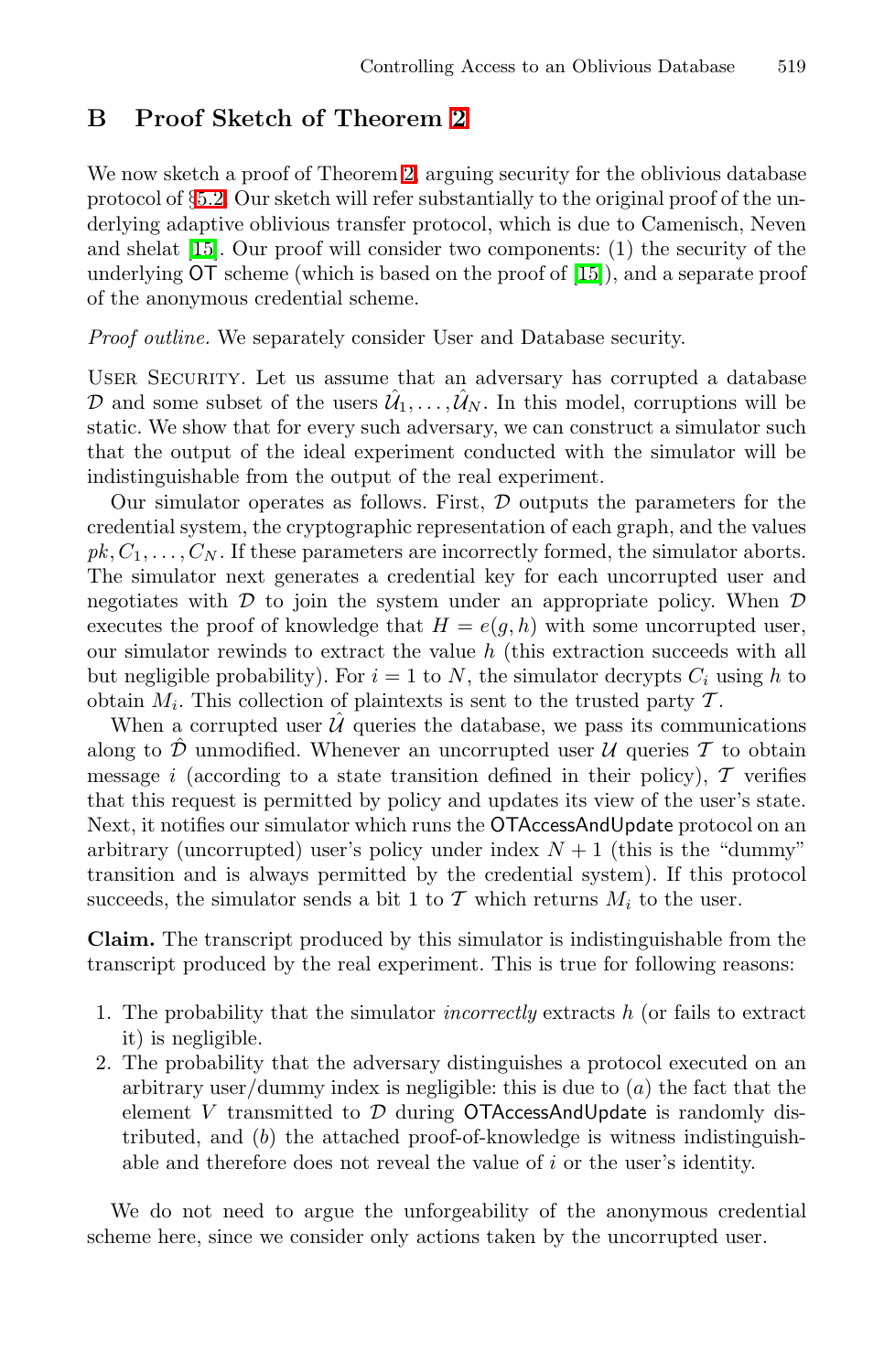## B Proof Sketch of Theorem 2

We now sketch a proof of Theorem 2, arguing security for the oblivious database protocol of §5.2. Our sketch will refer substantially to the original proof of the underlying adaptive oblivious transfer protocol, which is due to Camenisch, Neven and shelat [15]. Our proof will consider two components: (1) the security of the underlying OT scheme (which is based on the proof of [15]), and a separate proof of the anonymous credential scheme.

*Proof outline.* We separately consider User and Database security.

User Security. Let us assume that an adversary has corrupted a database $\mathcal{D}$ and some subset of the users $\hat{\mathcal{U}}_1, \ldots, \hat{\mathcal{U}}_N$. In this model, corruptions will be static. We show that for every such adversary, we can construct a simulator such that the output of the ideal experiment conducted with the simulator will be indistinguishable from the output of the real experiment.

Our simulator operates as follows. First, $\mathcal{D}$ outputs the parameters for the credential system, the cryptographic representation of each graph, and the values $pk, C_1, \ldots, C_N$. If these parameters are incorrectly formed, the simulator aborts. The simulator next generates a credential key for each uncorrupted user and negotiates with $\mathcal{D}$ to join the system under an appropriate policy. When $\mathcal{D}$ executes the proof of knowledge that $H = e(g, h)$ with some uncorrupted user, our simulator rewinds to extract the value $h$ (this extraction succeeds with all but negligible probability). For $i = 1$ to $N$, the simulator decrypts $C_i$ using $h$ to obtain $M_i$. This collection of plaintexts is sent to the trusted party $\mathcal{T}$.

When a corrupted user $\hat{\mathcal{U}}$ queries the database, we pass its communications along to $\hat{\mathcal{D}}$ unmodified. Whenever an uncorrupted user $\mathcal{U}$ queries $\mathcal{T}$ to obtain message $i$ (according to a state transition defined in their policy), $\mathcal{T}$ verifies that this request is permitted by policy and updates its view of the user's state. Next, it notifies our simulator which runs the OTAccessAndUpdate protocol on an arbitrary (uncorrupted) user's policy under index $N + 1$ (this is the "dummy" transition and is always permitted by the credential system). If this protocol succeeds, the simulator sends a bit 1 to $\mathcal{T}$ which returns $M_i$ to the user.

**Claim.** The transcript produced by this simulator is indistinguishable from the transcript produced by the real experiment. This is true for following reasons:

1. The probability that the simulator *incorrectly* extracts $h$ (or fails to extract it) is negligible.
2. The probability that the adversary distinguishes a protocol executed on an arbitrary user/dummy index is negligible: this is due to $(a)$ the fact that the element $V$ transmitted to $\mathcal{D}$ during OTAccessAndUpdate is randomly distributed, and $(b)$ the attached proof-of-knowledge is witness indistinguishable and therefore does not reveal the value of $i$ or the user's identity.

We do not need to argue the unforgeability of the anonymous credential scheme here, since we consider only actions taken by the uncorrupted user.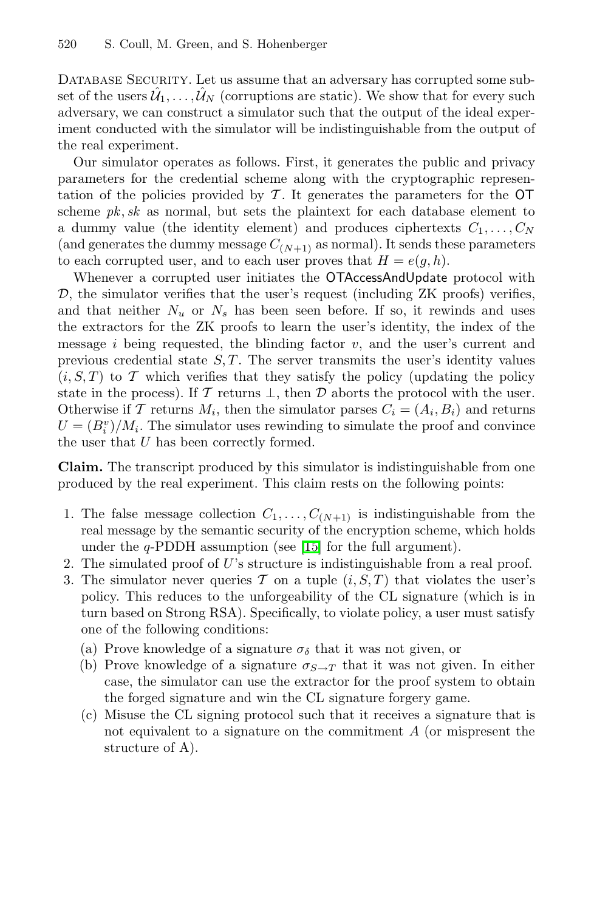DATABASE SECURITY. Let us assume that an adversary has corrupted some subset of the users $\hat{\mathcal{U}}_1, \ldots, \hat{\mathcal{U}}_N$ (corruptions are static). We show that for every such adversary, we can construct a simulator such that the output of the ideal experiment conducted with the simulator will be indistinguishable from the output of the real experiment.

Our simulator operates as follows. First, it generates the public and privacy parameters for the credential scheme along with the cryptographic representation of the policies provided by $\mathcal{T}$. It generates the parameters for the OT scheme $pk, sk$ as normal, but sets the plaintext for each database element to a dummy value (the identity element) and produces ciphertexts $C_1, \ldots, C_N$ (and generates the dummy message $C_{(N+1)}$ as normal). It sends these parameters to each corrupted user, and to each user proves that $H = e(g, h)$.

Whenever a corrupted user initiates the OTAccessAndUpdate protocol with $\mathcal{D}$, the simulator verifies that the user's request (including ZK proofs) verifies, and that neither $N_u$ or $N_s$ has been seen before. If so, it rewinds and uses the extractors for the ZK proofs to learn the user's identity, the index of the message $i$ being requested, the blinding factor $v$, and the user's current and previous credential state $S, T$. The server transmits the user's identity values $(i, S, T)$ to $\mathcal{T}$ which verifies that they satisfy the policy (updating the policy state in the process). If $\mathcal{T}$ returns $\perp$, then $\mathcal{D}$ aborts the protocol with the user. Otherwise if $\mathcal{T}$ returns $M_i$, then the simulator parses $C_i = (A_i, B_i)$ and returns $U = (B_i^v)/M_i$. The simulator uses rewinding to simulate the proof and convince the user that $U$ has been correctly formed.

**Claim.** The transcript produced by this simulator is indistinguishable from one produced by the real experiment. This claim rests on the following points:

1. The false message collection $C_1, \ldots, C_{(N+1)}$ is indistinguishable from the real message by the semantic security of the encryption scheme, which holds under the $q$-PDDH assumption (see [15] for the full argument).
2. The simulated proof of $U$'s structure is indistinguishable from a real proof.
3. The simulator never queries $\mathcal{T}$ on a tuple $(i, S, T)$ that violates the user's policy. This reduces to the unforgeability of the CL signature (which is in turn based on Strong RSA). Specifically, to violate policy, a user must satisfy one of the following conditions:
   (a) Prove knowledge of a signature $\sigma_\delta$ that it was not given, or
   (b) Prove knowledge of a signature $\sigma_{S \to T}$ that it was not given. In either case, the simulator can use the extractor for the proof system to obtain the forged signature and win the CL signature forgery game.
   (c) Misuse the CL signing protocol such that it receives a signature that is not equivalent to a signature on the commitment $A$ (or mispresent the structure of A).